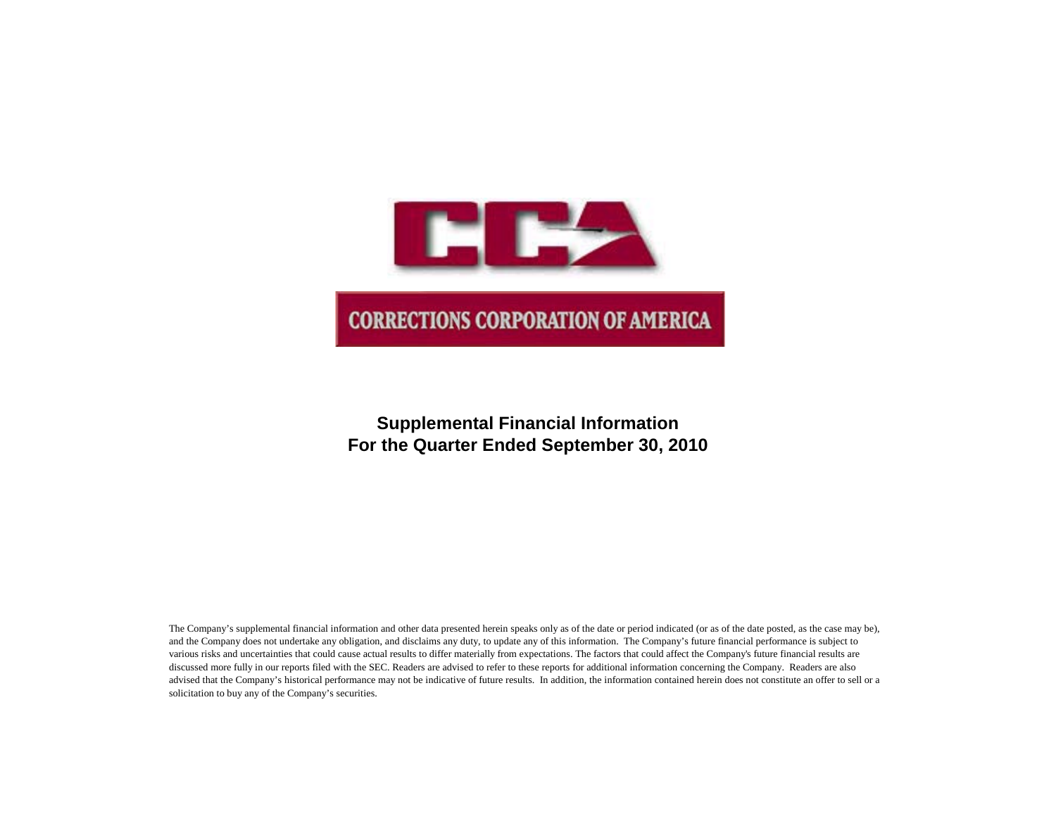CCA

CORRECTIONS CORPORATION OF AMERICA

# Supplemental Financial Information
# For the Quarter Ended September 30, 2010

The Company's supplemental financial information and other data presented herein speaks only as of the date or period indicated (or as of the date posted, as the case may be), and the Company does not undertake any obligation, and disclaims any duty, to update any of this information. The Company's future financial performance is subject to various risks and uncertainties that could cause actual results to differ materially from expectations. The factors that could affect the Company's future financial results are discussed more fully in our reports filed with the SEC. Readers are advised to refer to these reports for additional information concerning the Company. Readers are also advised that the Company's historical performance may not be indicative of future results. In addition, the information contained herein does not constitute an offer to sell or a solicitation to buy any of the Company's securities.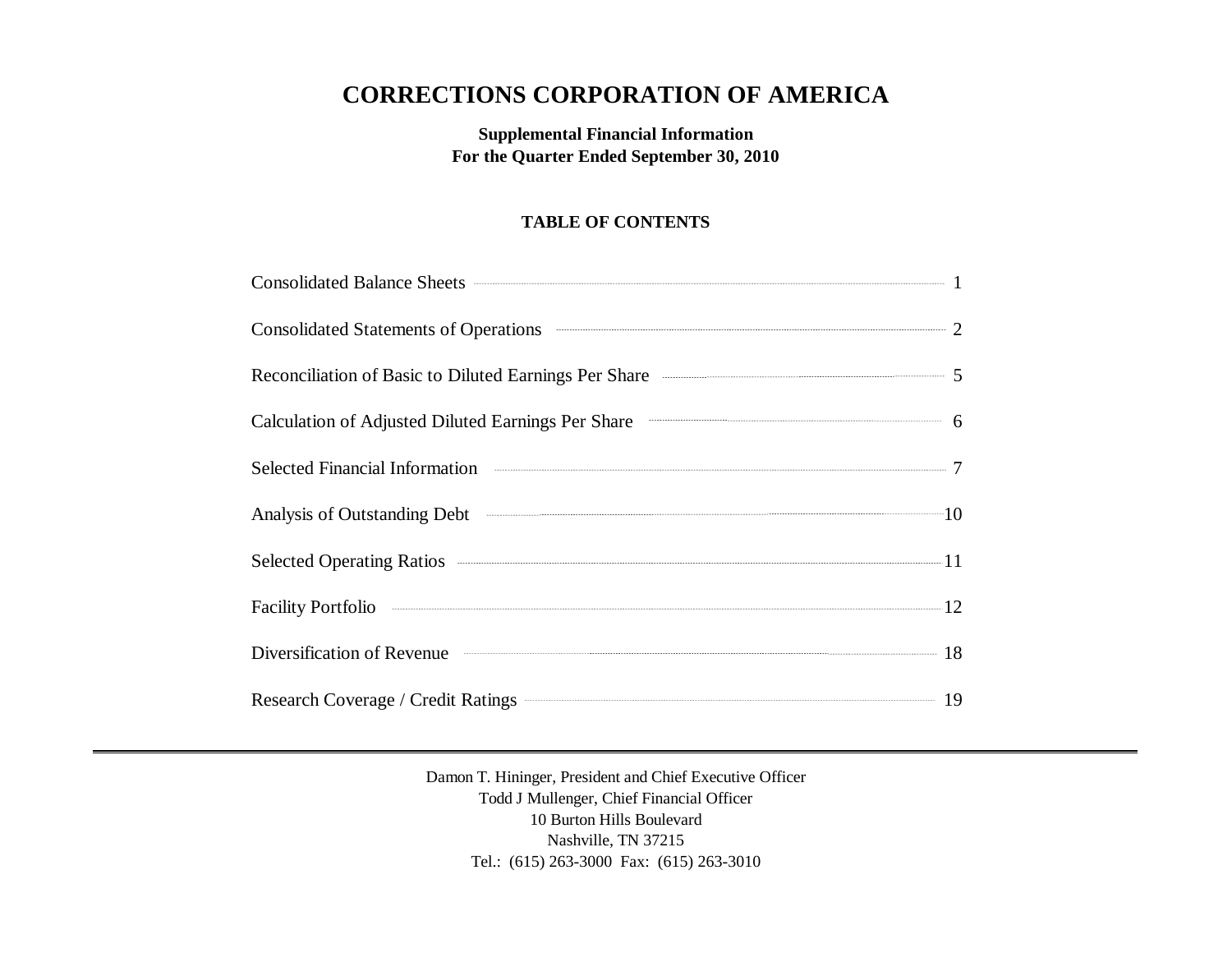# CORRECTIONS CORPORATION OF AMERICA

**Supplemental Financial Information**
**For the Quarter Ended September 30, 2010**

**TABLE OF CONTENTS**

| | |
|---|---|
| Consolidated Balance Sheets | 1 |
| Consolidated Statements of Operations | 2 |
| Reconciliation of Basic to Diluted Earnings Per Share | 5 |
| Calculation of Adjusted Diluted Earnings Per Share | 6 |
| Selected Financial Information | 7 |
| Analysis of Outstanding Debt | 10 |
| Selected Operating Ratios | 11 |
| Facility Portfolio | 12 |
| Diversification of Revenue | 18 |
| Research Coverage / Credit Ratings | 19 |

---

Damon T. Hininger, President and Chief Executive Officer
Todd J Mullenger, Chief Financial Officer
10 Burton Hills Boulevard
Nashville, TN 37215
Tel.: (615) 263-3000 Fax: (615) 263-3010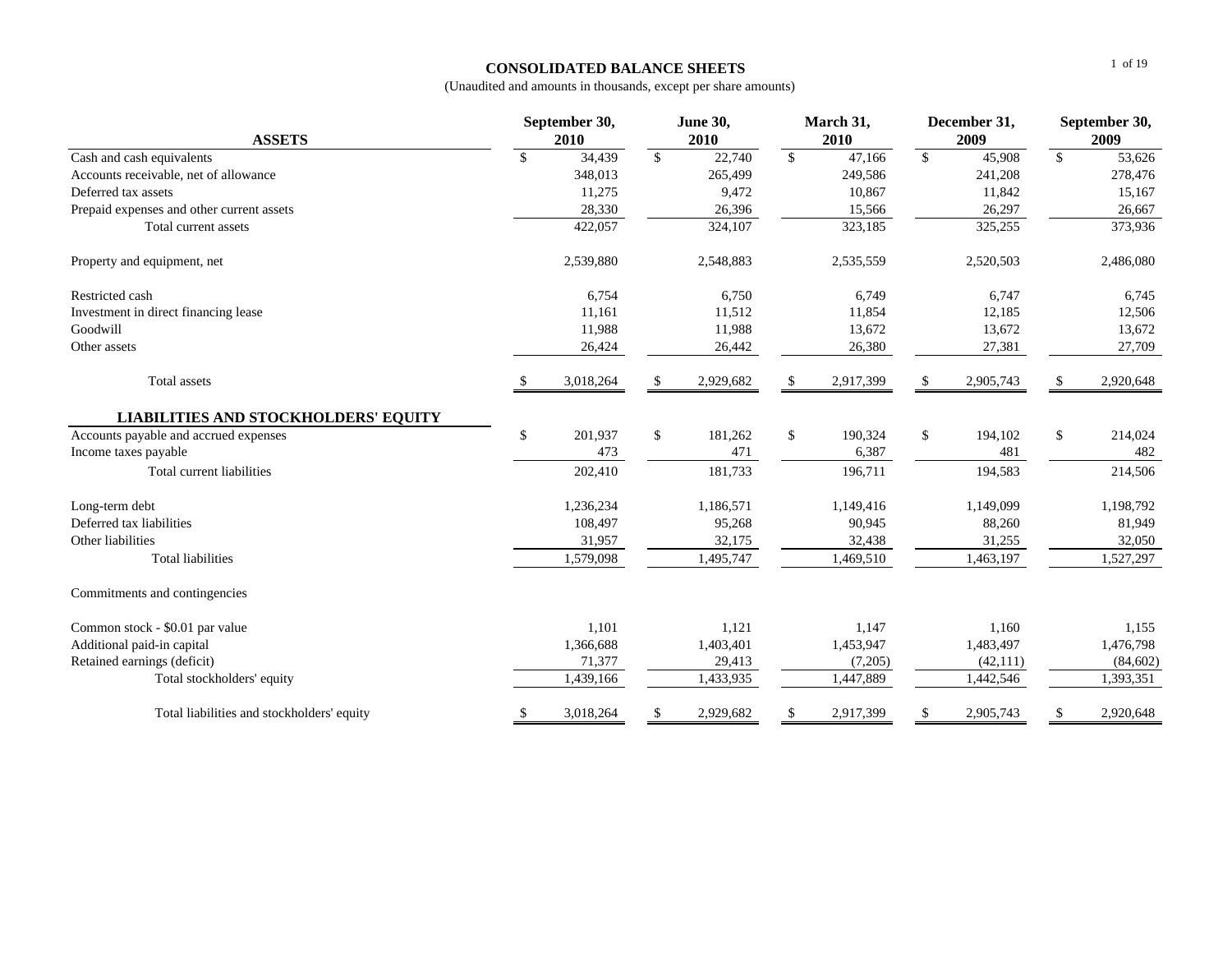**CONSOLIDATED BALANCE SHEETS**

(Unaudited and amounts in thousands, except per share amounts)

| ASSETS | September 30, 2010 | June 30, 2010 | March 31, 2010 | December 31, 2009 | September 30, 2009 |
|---|---|---|---|---|---|
| Cash and cash equivalents | $ 34,439 | $ 22,740 | $ 47,166 | $ 45,908 | $ 53,626 |
| Accounts receivable, net of allowance | 348,013 | 265,499 | 249,586 | 241,208 | 278,476 |
| Deferred tax assets | 11,275 | 9,472 | 10,867 | 11,842 | 15,167 |
| Prepaid expenses and other current assets | 28,330 | 26,396 | 15,566 | 26,297 | 26,667 |
| Total current assets | 422,057 | 324,107 | 323,185 | 325,255 | 373,936 |
| Property and equipment, net | 2,539,880 | 2,548,883 | 2,535,559 | 2,520,503 | 2,486,080 |
| Restricted cash | 6,754 | 6,750 | 6,749 | 6,747 | 6,745 |
| Investment in direct financing lease | 11,161 | 11,512 | 11,854 | 12,185 | 12,506 |
| Goodwill | 11,988 | 11,988 | 13,672 | 13,672 | 13,672 |
| Other assets | 26,424 | 26,442 | 26,380 | 27,381 | 27,709 |
| Total assets | $ 3,018,264 | $ 2,929,682 | $ 2,917,399 | $ 2,905,743 | $ 2,920,648 |
| **LIABILITIES AND STOCKHOLDERS' EQUITY** | | | | | |
| Accounts payable and accrued expenses | $ 201,937 | $ 181,262 | $ 190,324 | $ 194,102 | $ 214,024 |
| Income taxes payable | 473 | 471 | 6,387 | 481 | 482 |
| Total current liabilities | 202,410 | 181,733 | 196,711 | 194,583 | 214,506 |
| Long-term debt | 1,236,234 | 1,186,571 | 1,149,416 | 1,149,099 | 1,198,792 |
| Deferred tax liabilities | 108,497 | 95,268 | 90,945 | 88,260 | 81,949 |
| Other liabilities | 31,957 | 32,175 | 32,438 | 31,255 | 32,050 |
| Total liabilities | 1,579,098 | 1,495,747 | 1,469,510 | 1,463,197 | 1,527,297 |
| Commitments and contingencies | | | | | |
| Common stock - $0.01 par value | 1,101 | 1,121 | 1,147 | 1,160 | 1,155 |
| Additional paid-in capital | 1,366,688 | 1,403,401 | 1,453,947 | 1,483,497 | 1,476,798 |
| Retained earnings (deficit) | 71,377 | 29,413 | (7,205) | (42,111) | (84,602) |
| Total stockholders' equity | 1,439,166 | 1,433,935 | 1,447,889 | 1,442,546 | 1,393,351 |
| Total liabilities and stockholders' equity | $ 3,018,264 | $ 2,929,682 | $ 2,917,399 | $ 2,905,743 | $ 2,920,648 |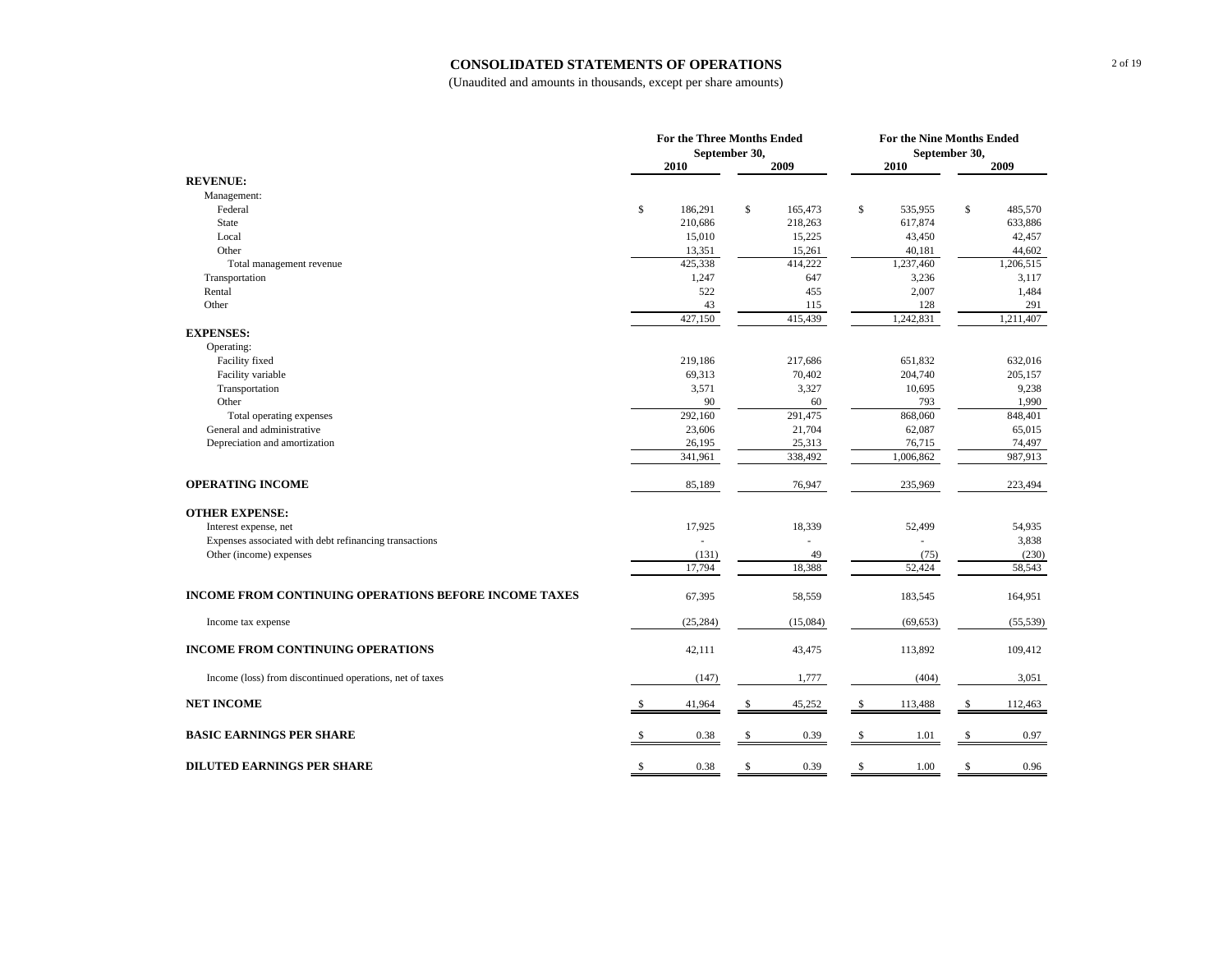# CONSOLIDATED STATEMENTS OF OPERATIONS

(Unaudited and amounts in thousands, except per share amounts)

| | For the Three Months Ended September 30, | | For the Nine Months Ended September 30, | |
|---|---|---|---|---|
| | 2010 | 2009 | 2010 | 2009 |
| **REVENUE:** | | | | |
| Management: | | | | |
| Federal | $ 186,291 | $ 165,473 | $ 535,955 | $ 485,570 |
| State | 210,686 | 218,263 | 617,874 | 633,886 |
| Local | 15,010 | 15,225 | 43,450 | 42,457 |
| Other | 13,351 | 15,261 | 40,181 | 44,602 |
| Total management revenue | 425,338 | 414,222 | 1,237,460 | 1,206,515 |
| Transportation | 1,247 | 647 | 3,236 | 3,117 |
| Rental | 522 | 455 | 2,007 | 1,484 |
| Other | 43 | 115 | 128 | 291 |
| | 427,150 | 415,439 | 1,242,831 | 1,211,407 |
| **EXPENSES:** | | | | |
| Operating: | | | | |
| Facility fixed | 219,186 | 217,686 | 651,832 | 632,016 |
| Facility variable | 69,313 | 70,402 | 204,740 | 205,157 |
| Transportation | 3,571 | 3,327 | 10,695 | 9,238 |
| Other | 90 | 60 | 793 | 1,990 |
| Total operating expenses | 292,160 | 291,475 | 868,060 | 848,401 |
| General and administrative | 23,606 | 21,704 | 62,087 | 65,015 |
| Depreciation and amortization | 26,195 | 25,313 | 76,715 | 74,497 |
| | 341,961 | 338,492 | 1,006,862 | 987,913 |
| **OPERATING INCOME** | 85,189 | 76,947 | 235,969 | 223,494 |
| **OTHER EXPENSE:** | | | | |
| Interest expense, net | 17,925 | 18,339 | 52,499 | 54,935 |
| Expenses associated with debt refinancing transactions | - | - | - | 3,838 |
| Other (income) expenses | (131) | 49 | (75) | (230) |
| | 17,794 | 18,388 | 52,424 | 58,543 |
| **INCOME FROM CONTINUING OPERATIONS BEFORE INCOME TAXES** | 67,395 | 58,559 | 183,545 | 164,951 |
| Income tax expense | (25,284) | (15,084) | (69,653) | (55,539) |
| **INCOME FROM CONTINUING OPERATIONS** | 42,111 | 43,475 | 113,892 | 109,412 |
| Income (loss) from discontinued operations, net of taxes | (147) | 1,777 | (404) | 3,051 |
| **NET INCOME** | $ 41,964 | $ 45,252 | $ 113,488 | $ 112,463 |
| **BASIC EARNINGS PER SHARE** | $ 0.38 | $ 0.39 | $ 1.01 | $ 0.97 |
| **DILUTED EARNINGS PER SHARE** | $ 0.38 | $ 0.39 | $ 1.00 | $ 0.96 |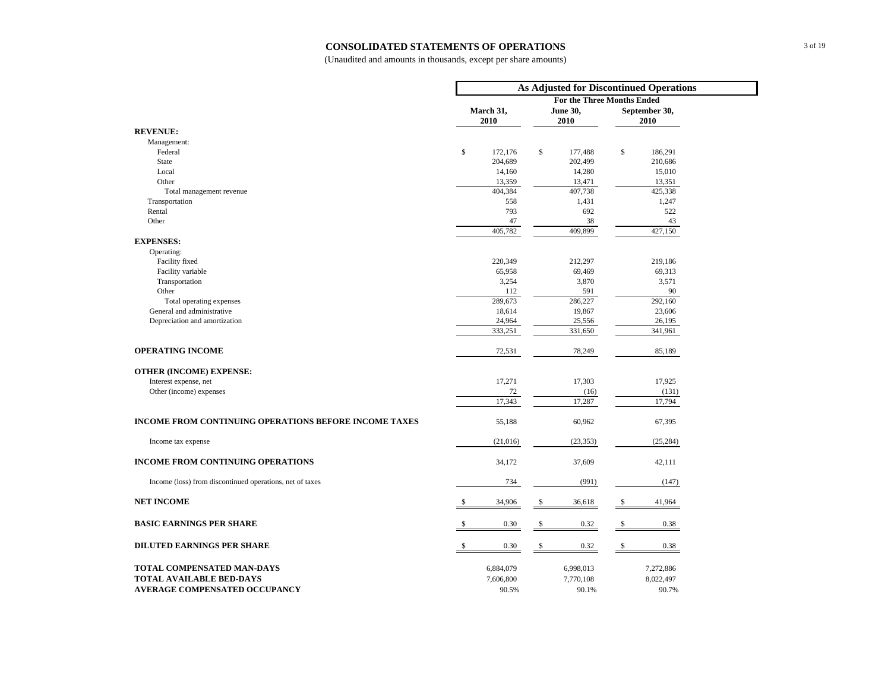# CONSOLIDATED STATEMENTS OF OPERATIONS

(Unaudited and amounts in thousands, except per share amounts)

| | As Adjusted for Discontinued Operations | | |
|---|---|---|---|
| | For the Three Months Ended | | |
| | March 31, 2010 | June 30, 2010 | September 30, 2010 |
| **REVENUE:** | | | |
| Management: | | | |
| Federal | $ 172,176 | $ 177,488 | $ 186,291 |
| State | 204,689 | 202,499 | 210,686 |
| Local | 14,160 | 14,280 | 15,010 |
| Other | 13,359 | 13,471 | 13,351 |
| Total management revenue | 404,384 | 407,738 | 425,338 |
| Transportation | 558 | 1,431 | 1,247 |
| Rental | 793 | 692 | 522 |
| Other | 47 | 38 | 43 |
| | 405,782 | 409,899 | 427,150 |
| **EXPENSES:** | | | |
| Operating: | | | |
| Facility fixed | 220,349 | 212,297 | 219,186 |
| Facility variable | 65,958 | 69,469 | 69,313 |
| Transportation | 3,254 | 3,870 | 3,571 |
| Other | 112 | 591 | 90 |
| Total operating expenses | 289,673 | 286,227 | 292,160 |
| General and administrative | 18,614 | 19,867 | 23,606 |
| Depreciation and amortization | 24,964 | 25,556 | 26,195 |
| | 333,251 | 331,650 | 341,961 |
| **OPERATING INCOME** | 72,531 | 78,249 | 85,189 |
| **OTHER (INCOME) EXPENSE:** | | | |
| Interest expense, net | 17,271 | 17,303 | 17,925 |
| Other (income) expenses | 72 | (16) | (131) |
| | 17,343 | 17,287 | 17,794 |
| **INCOME FROM CONTINUING OPERATIONS BEFORE INCOME TAXES** | 55,188 | 60,962 | 67,395 |
| Income tax expense | (21,016) | (23,353) | (25,284) |
| **INCOME FROM CONTINUING OPERATIONS** | 34,172 | 37,609 | 42,111 |
| Income (loss) from discontinued operations, net of taxes | 734 | (991) | (147) |
| **NET INCOME** | $ 34,906 | $ 36,618 | $ 41,964 |
| **BASIC EARNINGS PER SHARE** | $ 0.30 | $ 0.32 | $ 0.38 |
| **DILUTED EARNINGS PER SHARE** | $ 0.30 | $ 0.32 | $ 0.38 |
| **TOTAL COMPENSATED MAN-DAYS** | 6,884,079 | 6,998,013 | 7,272,886 |
| **TOTAL AVAILABLE BED-DAYS** | 7,606,800 | 7,770,108 | 8,022,497 |
| **AVERAGE COMPENSATED OCCUPANCY** | 90.5% | 90.1% | 90.7% |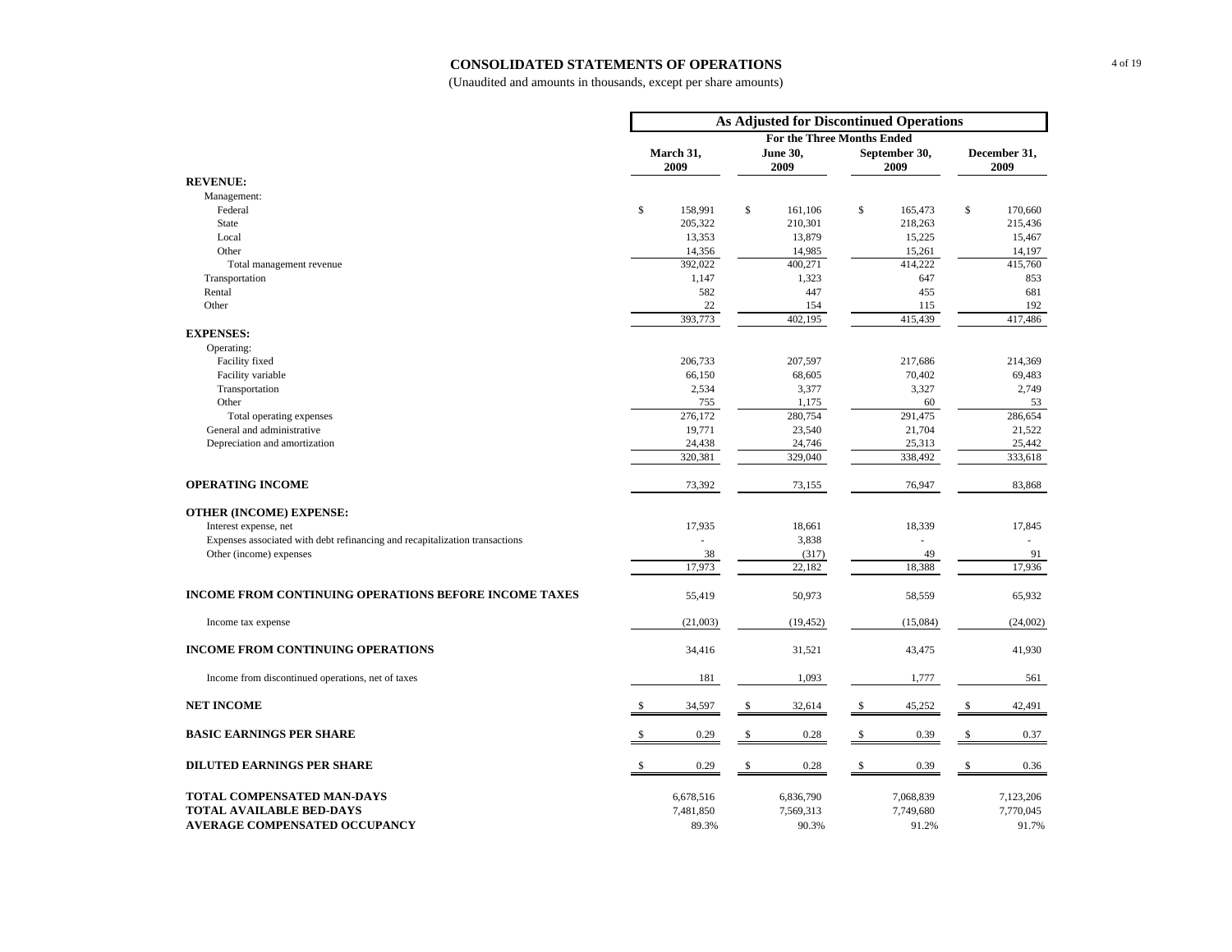# CONSOLIDATED STATEMENTS OF OPERATIONS

(Unaudited and amounts in thousands, except per share amounts)

| | As Adjusted for Discontinued Operations | | | |
|---|---|---|---|---|
| | For the Three Months Ended | | | |
| | March 31, 2009 | June 30, 2009 | September 30, 2009 | December 31, 2009 |
| **REVENUE:** | | | | |
| Management: | | | | |
| Federal | $ 158,991 | $ 161,106 | $ 165,473 | $ 170,660 |
| State | 205,322 | 210,301 | 218,263 | 215,436 |
| Local | 13,353 | 13,879 | 15,225 | 15,467 |
| Other | 14,356 | 14,985 | 15,261 | 14,197 |
| Total management revenue | 392,022 | 400,271 | 414,222 | 415,760 |
| Transportation | 1,147 | 1,323 | 647 | 853 |
| Rental | 582 | 447 | 455 | 681 |
| Other | 22 | 154 | 115 | 192 |
| | 393,773 | 402,195 | 415,439 | 417,486 |
| **EXPENSES:** | | | | |
| Operating: | | | | |
| Facility fixed | 206,733 | 207,597 | 217,686 | 214,369 |
| Facility variable | 66,150 | 68,605 | 70,402 | 69,483 |
| Transportation | 2,534 | 3,377 | 3,327 | 2,749 |
| Other | 755 | 1,175 | 60 | 53 |
| Total operating expenses | 276,172 | 280,754 | 291,475 | 286,654 |
| General and administrative | 19,771 | 23,540 | 21,704 | 21,522 |
| Depreciation and amortization | 24,438 | 24,746 | 25,313 | 25,442 |
| | 320,381 | 329,040 | 338,492 | 333,618 |
| **OPERATING INCOME** | 73,392 | 73,155 | 76,947 | 83,868 |
| **OTHER (INCOME) EXPENSE:** | | | | |
| Interest expense, net | 17,935 | 18,661 | 18,339 | 17,845 |
| Expenses associated with debt refinancing and recapitalization transactions | - | 3,838 | - | - |
| Other (income) expenses | 38 | (317) | 49 | 91 |
| | 17,973 | 22,182 | 18,388 | 17,936 |
| **INCOME FROM CONTINUING OPERATIONS BEFORE INCOME TAXES** | 55,419 | 50,973 | 58,559 | 65,932 |
| Income tax expense | (21,003) | (19,452) | (15,084) | (24,002) |
| **INCOME FROM CONTINUING OPERATIONS** | 34,416 | 31,521 | 43,475 | 41,930 |
| Income from discontinued operations, net of taxes | 181 | 1,093 | 1,777 | 561 |
| **NET INCOME** | $ 34,597 | $ 32,614 | $ 45,252 | $ 42,491 |
| **BASIC EARNINGS PER SHARE** | $ 0.29 | $ 0.28 | $ 0.39 | $ 0.37 |
| **DILUTED EARNINGS PER SHARE** | $ 0.29 | $ 0.28 | $ 0.39 | $ 0.36 |
| **TOTAL COMPENSATED MAN-DAYS** | 6,678,516 | 6,836,790 | 7,068,839 | 7,123,206 |
| **TOTAL AVAILABLE BED-DAYS** | 7,481,850 | 7,569,313 | 7,749,680 | 7,770,045 |
| **AVERAGE COMPENSATED OCCUPANCY** | 89.3% | 90.3% | 91.2% | 91.7% |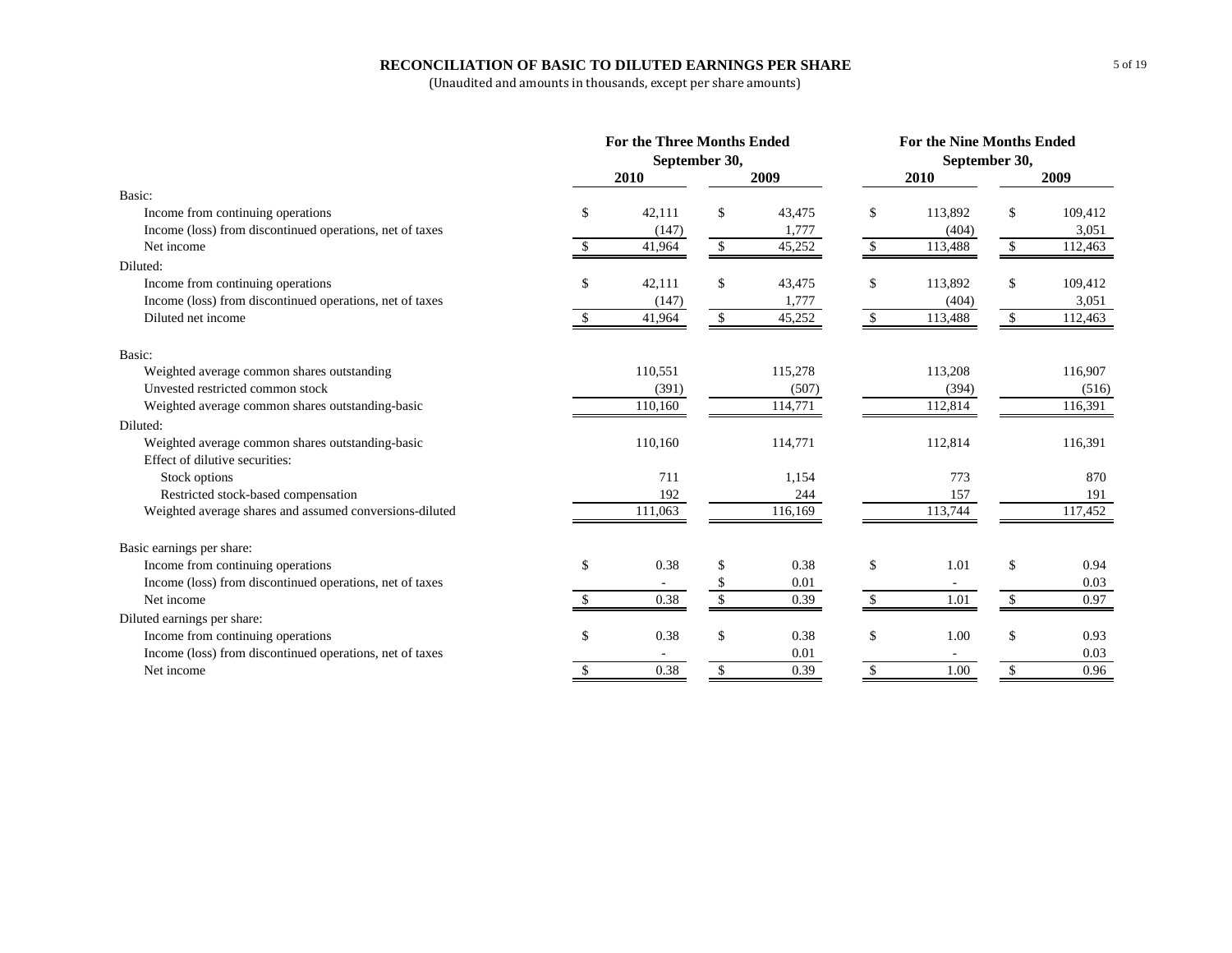# RECONCILIATION OF BASIC TO DILUTED EARNINGS PER SHARE

(Unaudited and amounts in thousands, except per share amounts)

| | For the Three Months Ended September 30, | | For the Nine Months Ended September 30, | |
|---|---|---|---|---|
| | 2010 | 2009 | 2010 | 2009 |
| **Basic:** | | | | |
| Income from continuing operations | $ 42,111 | $ 43,475 | $ 113,892 | $ 109,412 |
| Income (loss) from discontinued operations, net of taxes | (147) | 1,777 | (404) | 3,051 |
| Net income | $ 41,964 | $ 45,252 | $ 113,488 | $ 112,463 |
| **Diluted:** | | | | |
| Income from continuing operations | $ 42,111 | $ 43,475 | $ 113,892 | $ 109,412 |
| Income (loss) from discontinued operations, net of taxes | (147) | 1,777 | (404) | 3,051 |
| Diluted net income | $ 41,964 | $ 45,252 | $ 113,488 | $ 112,463 |
| **Basic:** | | | | |
| Weighted average common shares outstanding | 110,551 | 115,278 | 113,208 | 116,907 |
| Unvested restricted common stock | (391) | (507) | (394) | (516) |
| Weighted average common shares outstanding-basic | 110,160 | 114,771 | 112,814 | 116,391 |
| **Diluted:** | | | | |
| Weighted average common shares outstanding-basic | 110,160 | 114,771 | 112,814 | 116,391 |
| Effect of dilutive securities: | | | | |
| Stock options | 711 | 1,154 | 773 | 870 |
| Restricted stock-based compensation | 192 | 244 | 157 | 191 |
| Weighted average shares and assumed conversions-diluted | 111,063 | 116,169 | 113,744 | 117,452 |
| **Basic earnings per share:** | | | | |
| Income from continuing operations | $ 0.38 | $ 0.38 | $ 1.01 | $ 0.94 |
| Income (loss) from discontinued operations, net of taxes | - | $ 0.01 | - | 0.03 |
| Net income | $ 0.38 | $ 0.39 | $ 1.01 | $ 0.97 |
| **Diluted earnings per share:** | | | | |
| Income from continuing operations | $ 0.38 | $ 0.38 | $ 1.00 | $ 0.93 |
| Income (loss) from discontinued operations, net of taxes | - | 0.01 | - | 0.03 |
| Net income | $ 0.38 | $ 0.39 | $ 1.00 | $ 0.96 |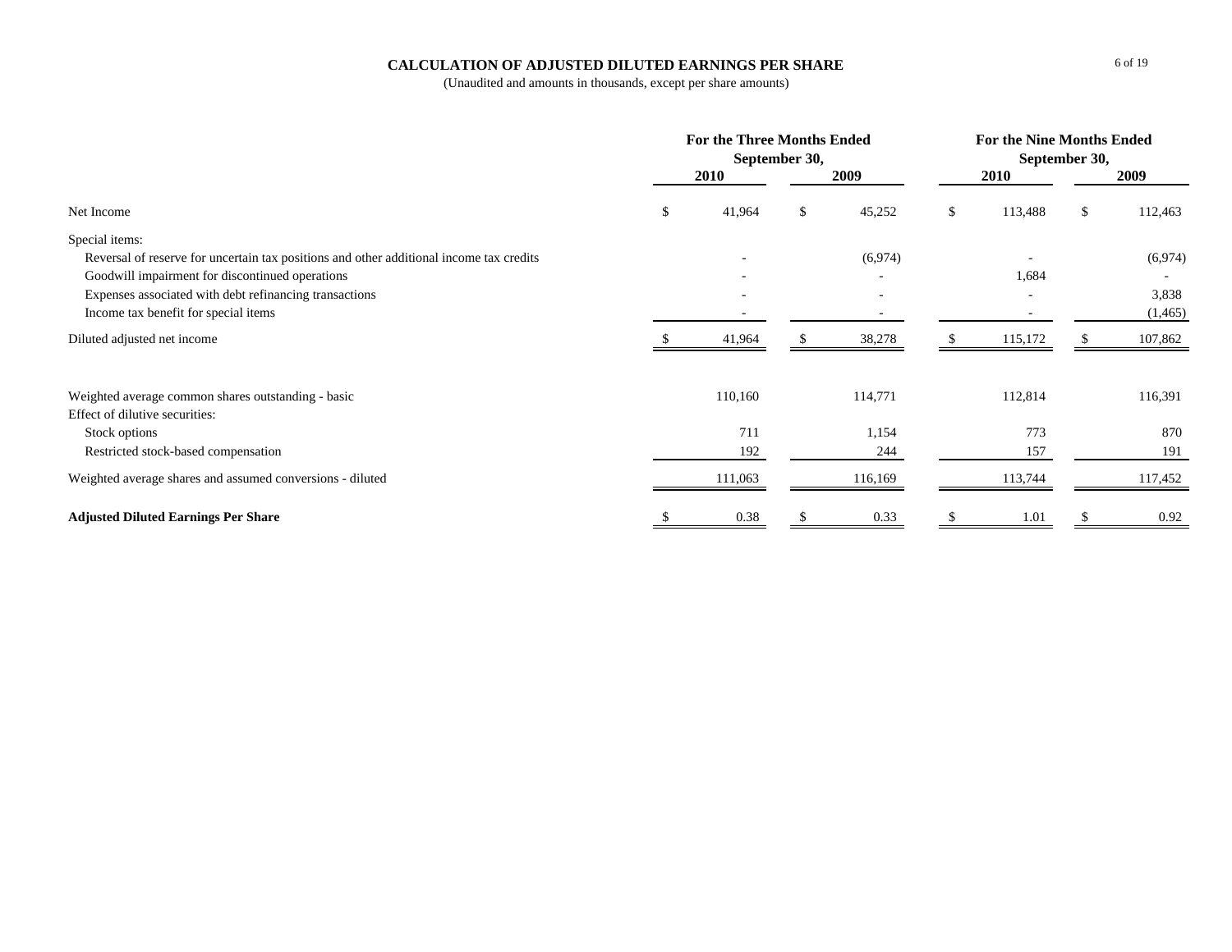# CALCULATION OF ADJUSTED DILUTED EARNINGS PER SHARE

(Unaudited and amounts in thousands, except per share amounts)

| | For the Three Months Ended September 30, | | For the Nine Months Ended September 30, | |
|---|---|---|---|---|
| | 2010 | 2009 | 2010 | 2009 |
| Net Income | $ 41,964 | $ 45,252 | $ 113,488 | $ 112,463 |
| Special items: | | | | |
| Reversal of reserve for uncertain tax positions and other additional income tax credits | - | (6,974) | - | (6,974) |
| Goodwill impairment for discontinued operations | - | - | 1,684 | - |
| Expenses associated with debt refinancing transactions | - | - | - | 3,838 |
| Income tax benefit for special items | - | - | - | (1,465) |
| Diluted adjusted net income | $ 41,964 | $ 38,278 | $ 115,172 | $ 107,862 |
| | | | | |
| Weighted average common shares outstanding - basic | 110,160 | 114,771 | 112,814 | 116,391 |
| Effect of dilutive securities: | | | | |
| Stock options | 711 | 1,154 | 773 | 870 |
| Restricted stock-based compensation | 192 | 244 | 157 | 191 |
| Weighted average shares and assumed conversions - diluted | 111,063 | 116,169 | 113,744 | 117,452 |
| **Adjusted Diluted Earnings Per Share** | $ 0.38 | $ 0.33 | $ 1.01 | $ 0.92 |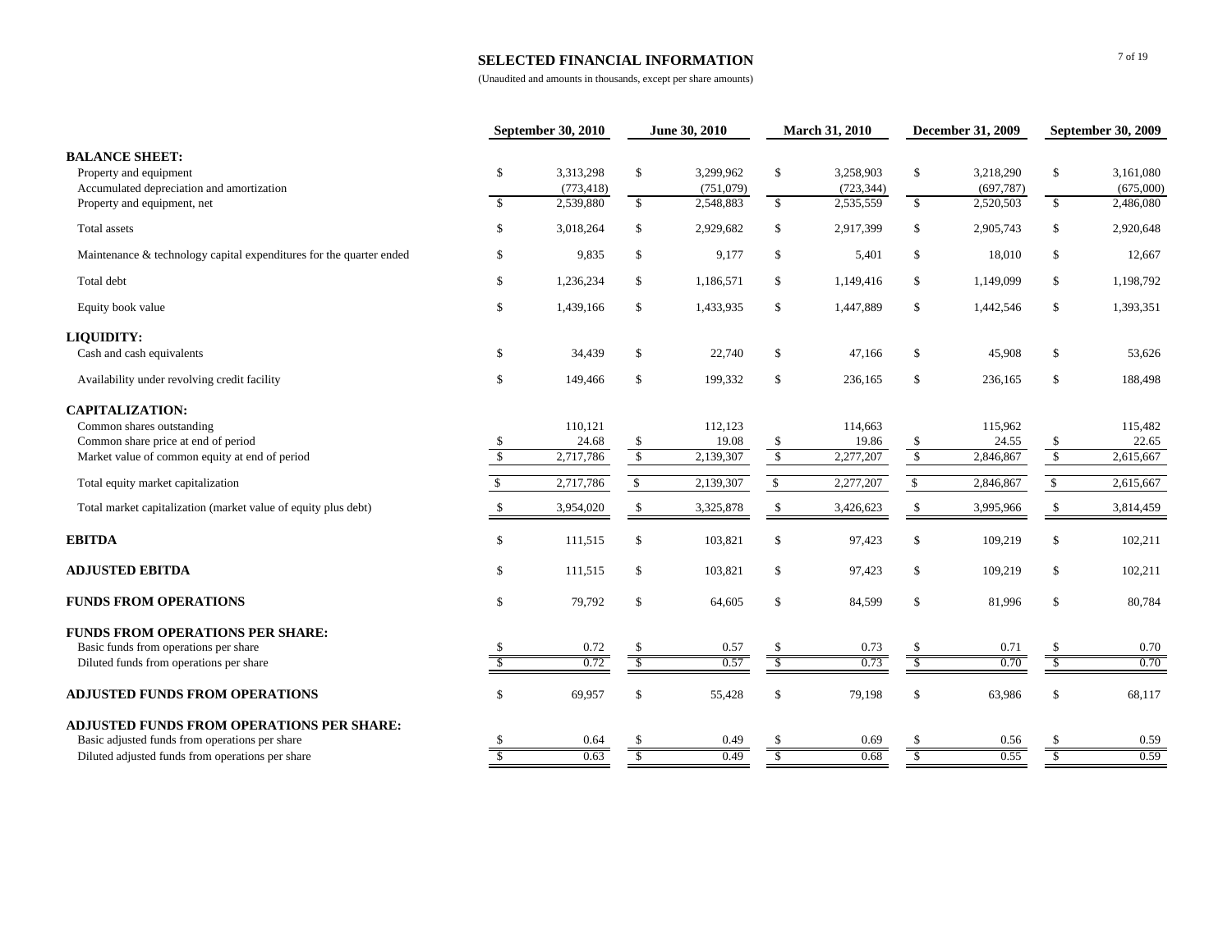## SELECTED FINANCIAL INFORMATION

(Unaudited and amounts in thousands, except per share amounts)

| | September 30, 2010 | June 30, 2010 | March 31, 2010 | December 31, 2009 | September 30, 2009 |
|---|---|---|---|---|---|
| **BALANCE SHEET:** | | | | | |
| Property and equipment | $ 3,313,298 | $ 3,299,962 | $ 3,258,903 | $ 3,218,290 | $ 3,161,080 |
| Accumulated depreciation and amortization | (773,418) | (751,079) | (723,344) | (697,787) | (675,000) |
| Property and equipment, net | $ 2,539,880 | $ 2,548,883 | $ 2,535,559 | $ 2,520,503 | $ 2,486,080 |
| Total assets | $ 3,018,264 | $ 2,929,682 | $ 2,917,399 | $ 2,905,743 | $ 2,920,648 |
| Maintenance & technology capital expenditures for the quarter ended | $ 9,835 | $ 9,177 | $ 5,401 | $ 18,010 | $ 12,667 |
| Total debt | $ 1,236,234 | $ 1,186,571 | $ 1,149,416 | $ 1,149,099 | $ 1,198,792 |
| Equity book value | $ 1,439,166 | $ 1,433,935 | $ 1,447,889 | $ 1,442,546 | $ 1,393,351 |
| **LIQUIDITY:** | | | | | |
| Cash and cash equivalents | $ 34,439 | $ 22,740 | $ 47,166 | $ 45,908 | $ 53,626 |
| Availability under revolving credit facility | $ 149,466 | $ 199,332 | $ 236,165 | $ 236,165 | $ 188,498 |
| **CAPITALIZATION:** | | | | | |
| Common shares outstanding | 110,121 | 112,123 | 114,663 | 115,962 | 115,482 |
| Common share price at end of period | $ 24.68 | $ 19.08 | $ 19.86 | $ 24.55 | $ 22.65 |
| Market value of common equity at end of period | $ 2,717,786 | $ 2,139,307 | $ 2,277,207 | $ 2,846,867 | $ 2,615,667 |
| Total equity market capitalization | $ 2,717,786 | $ 2,139,307 | $ 2,277,207 | $ 2,846,867 | $ 2,615,667 |
| Total market capitalization (market value of equity plus debt) | $ 3,954,020 | $ 3,325,878 | $ 3,426,623 | $ 3,995,966 | $ 3,814,459 |
| **EBITDA** | $ 111,515 | $ 103,821 | $ 97,423 | $ 109,219 | $ 102,211 |
| **ADJUSTED EBITDA** | $ 111,515 | $ 103,821 | $ 97,423 | $ 109,219 | $ 102,211 |
| **FUNDS FROM OPERATIONS** | $ 79,792 | $ 64,605 | $ 84,599 | $ 81,996 | $ 80,784 |
| **FUNDS FROM OPERATIONS PER SHARE:** | | | | | |
| Basic funds from operations per share | $ 0.72 | $ 0.57 | $ 0.73 | $ 0.71 | $ 0.70 |
| Diluted funds from operations per share | $ 0.72 | $ 0.57 | $ 0.73 | $ 0.70 | $ 0.70 |
| **ADJUSTED FUNDS FROM OPERATIONS** | $ 69,957 | $ 55,428 | $ 79,198 | $ 63,986 | $ 68,117 |
| **ADJUSTED FUNDS FROM OPERATIONS PER SHARE:** | | | | | |
| Basic adjusted funds from operations per share | $ 0.64 | $ 0.49 | $ 0.69 | $ 0.56 | $ 0.59 |
| Diluted adjusted funds from operations per share | $ 0.63 | $ 0.49 | $ 0.68 | $ 0.55 | $ 0.59 |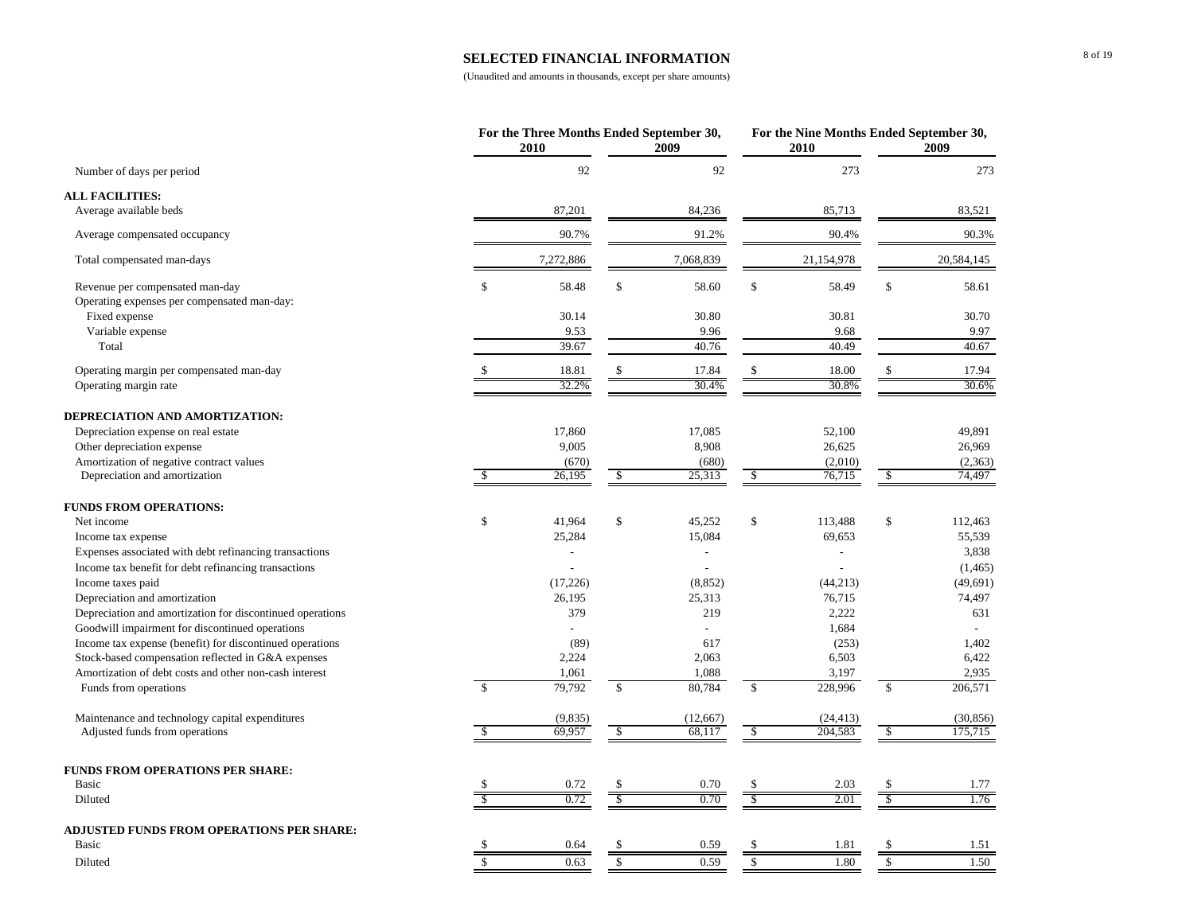# SELECTED FINANCIAL INFORMATION

(Unaudited and amounts in thousands, except per share amounts)

| | For the Three Months Ended September 30, 2010 | For the Three Months Ended September 30, 2009 | For the Nine Months Ended September 30, 2010 | For the Nine Months Ended September 30, 2009 |
|---|---|---|---|---|
| Number of days per period | 92 | 92 | 273 | 273 |
| **ALL FACILITIES:** | | | | |
| Average available beds | 87,201 | 84,236 | 85,713 | 83,521 |
| Average compensated occupancy | 90.7% | 91.2% | 90.4% | 90.3% |
| Total compensated man-days | 7,272,886 | 7,068,839 | 21,154,978 | 20,584,145 |
| Revenue per compensated man-day | $ 58.48 | $ 58.60 | $ 58.49 | $ 58.61 |
| Operating expenses per compensated man-day: | | | | |
| Fixed expense | 30.14 | 30.80 | 30.81 | 30.70 |
| Variable expense | 9.53 | 9.96 | 9.68 | 9.97 |
| Total | 39.67 | 40.76 | 40.49 | 40.67 |
| Operating margin per compensated man-day | $ 18.81 | $ 17.84 | $ 18.00 | $ 17.94 |
| Operating margin rate | 32.2% | 30.4% | 30.8% | 30.6% |
| **DEPRECIATION AND AMORTIZATION:** | | | | |
| Depreciation expense on real estate | 17,860 | 17,085 | 52,100 | 49,891 |
| Other depreciation expense | 9,005 | 8,908 | 26,625 | 26,969 |
| Amortization of negative contract values | (670) | (680) | (2,010) | (2,363) |
| Depreciation and amortization | $ 26,195 | $ 25,313 | $ 76,715 | $ 74,497 |
| **FUNDS FROM OPERATIONS:** | | | | |
| Net income | $ 41,964 | $ 45,252 | $ 113,488 | $ 112,463 |
| Income tax expense | 25,284 | 15,084 | 69,653 | 55,539 |
| Expenses associated with debt refinancing transactions | - | - | - | 3,838 |
| Income tax benefit for debt refinancing transactions | - | - | - | (1,465) |
| Income taxes paid | (17,226) | (8,852) | (44,213) | (49,691) |
| Depreciation and amortization | 26,195 | 25,313 | 76,715 | 74,497 |
| Depreciation and amortization for discontinued operations | 379 | 219 | 2,222 | 631 |
| Goodwill impairment for discontinued operations | - | - | 1,684 | - |
| Income tax expense (benefit) for discontinued operations | (89) | 617 | (253) | 1,402 |
| Stock-based compensation reflected in G&A expenses | 2,224 | 2,063 | 6,503 | 6,422 |
| Amortization of debt costs and other non-cash interest | 1,061 | 1,088 | 3,197 | 2,935 |
| Funds from operations | $ 79,792 | $ 80,784 | $ 228,996 | $ 206,571 |
| Maintenance and technology capital expenditures | (9,835) | (12,667) | (24,413) | (30,856) |
| Adjusted funds from operations | $ 69,957 | $ 68,117 | $ 204,583 | $ 175,715 |
| **FUNDS FROM OPERATIONS PER SHARE:** | | | | |
| Basic | $ 0.72 | $ 0.70 | $ 2.03 | $ 1.77 |
| Diluted | $ 0.72 | $ 0.70 | $ 2.01 | $ 1.76 |
| **ADJUSTED FUNDS FROM OPERATIONS PER SHARE:** | | | | |
| Basic | $ 0.64 | $ 0.59 | $ 1.81 | $ 1.51 |
| Diluted | $ 0.63 | $ 0.59 | $ 1.80 | $ 1.50 |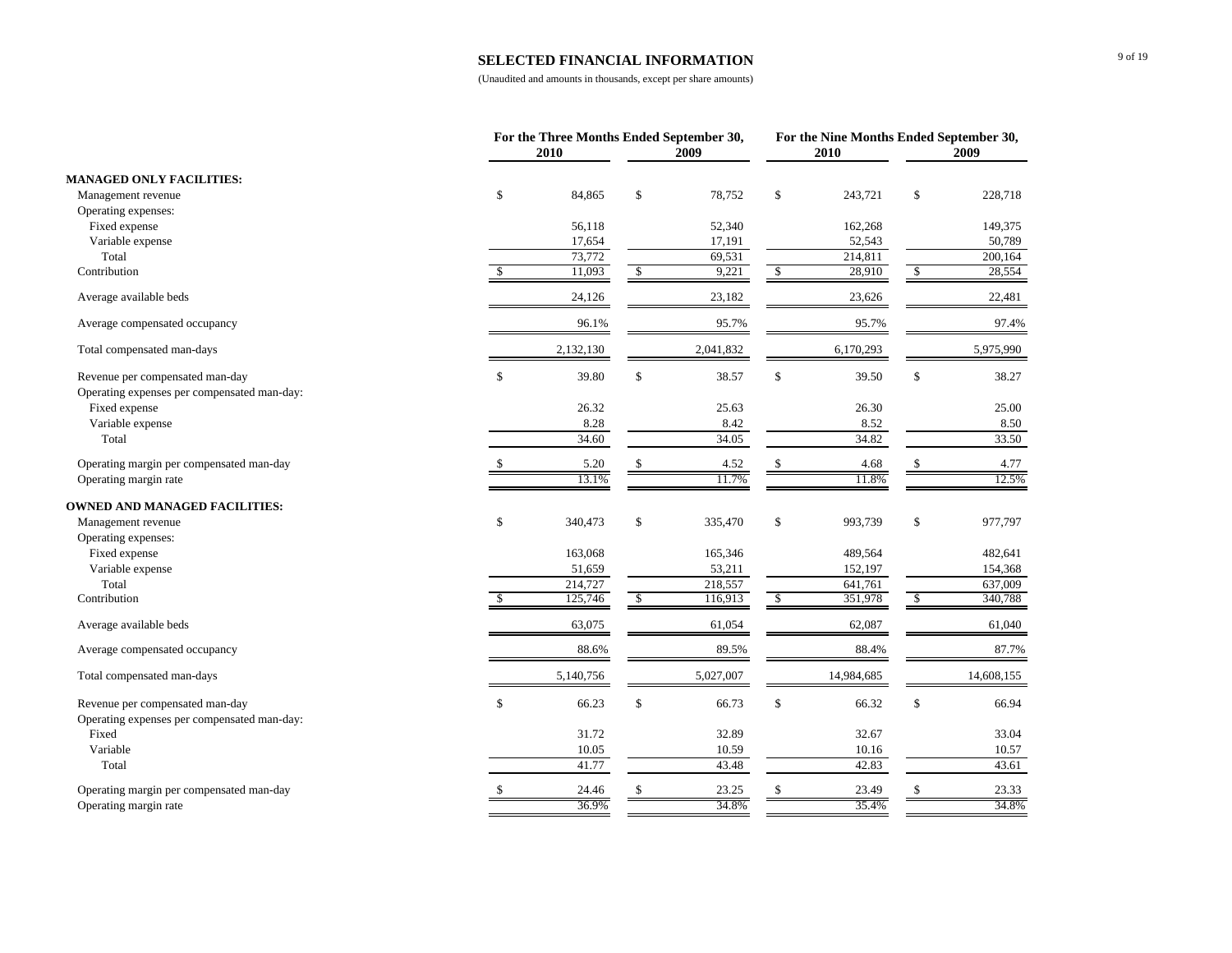# SELECTED FINANCIAL INFORMATION

(Unaudited and amounts in thousands, except per share amounts)

| | For the Three Months Ended September 30, 2010 | For the Three Months Ended September 30, 2009 | For the Nine Months Ended September 30, 2010 | For the Nine Months Ended September 30, 2009 |
|---|---|---|---|---|
| **MANAGED ONLY FACILITIES:** | | | | |
| Management revenue | $ 84,865 | $ 78,752 | $ 243,721 | $ 228,718 |
| Operating expenses: | | | | |
| Fixed expense | 56,118 | 52,340 | 162,268 | 149,375 |
| Variable expense | 17,654 | 17,191 | 52,543 | 50,789 |
| Total | 73,772 | 69,531 | 214,811 | 200,164 |
| Contribution | $ 11,093 | $ 9,221 | $ 28,910 | $ 28,554 |
| Average available beds | 24,126 | 23,182 | 23,626 | 22,481 |
| Average compensated occupancy | 96.1% | 95.7% | 95.7% | 97.4% |
| Total compensated man-days | 2,132,130 | 2,041,832 | 6,170,293 | 5,975,990 |
| Revenue per compensated man-day | $ 39.80 | $ 38.57 | $ 39.50 | $ 38.27 |
| Operating expenses per compensated man-day: | | | | |
| Fixed expense | 26.32 | 25.63 | 26.30 | 25.00 |
| Variable expense | 8.28 | 8.42 | 8.52 | 8.50 |
| Total | 34.60 | 34.05 | 34.82 | 33.50 |
| Operating margin per compensated man-day | $ 5.20 | $ 4.52 | $ 4.68 | $ 4.77 |
| Operating margin rate | 13.1% | 11.7% | 11.8% | 12.5% |
| **OWNED AND MANAGED FACILITIES:** | | | | |
| Management revenue | $ 340,473 | $ 335,470 | $ 993,739 | $ 977,797 |
| Operating expenses: | | | | |
| Fixed expense | 163,068 | 165,346 | 489,564 | 482,641 |
| Variable expense | 51,659 | 53,211 | 152,197 | 154,368 |
| Total | 214,727 | 218,557 | 641,761 | 637,009 |
| Contribution | $ 125,746 | $ 116,913 | $ 351,978 | $ 340,788 |
| Average available beds | 63,075 | 61,054 | 62,087 | 61,040 |
| Average compensated occupancy | 88.6% | 89.5% | 88.4% | 87.7% |
| Total compensated man-days | 5,140,756 | 5,027,007 | 14,984,685 | 14,608,155 |
| Revenue per compensated man-day | $ 66.23 | $ 66.73 | $ 66.32 | $ 66.94 |
| Operating expenses per compensated man-day: | | | | |
| Fixed | 31.72 | 32.89 | 32.67 | 33.04 |
| Variable | 10.05 | 10.59 | 10.16 | 10.57 |
| Total | 41.77 | 43.48 | 42.83 | 43.61 |
| Operating margin per compensated man-day | $ 24.46 | $ 23.25 | $ 23.49 | $ 23.33 |
| Operating margin rate | 36.9% | 34.8% | 35.4% | 34.8% |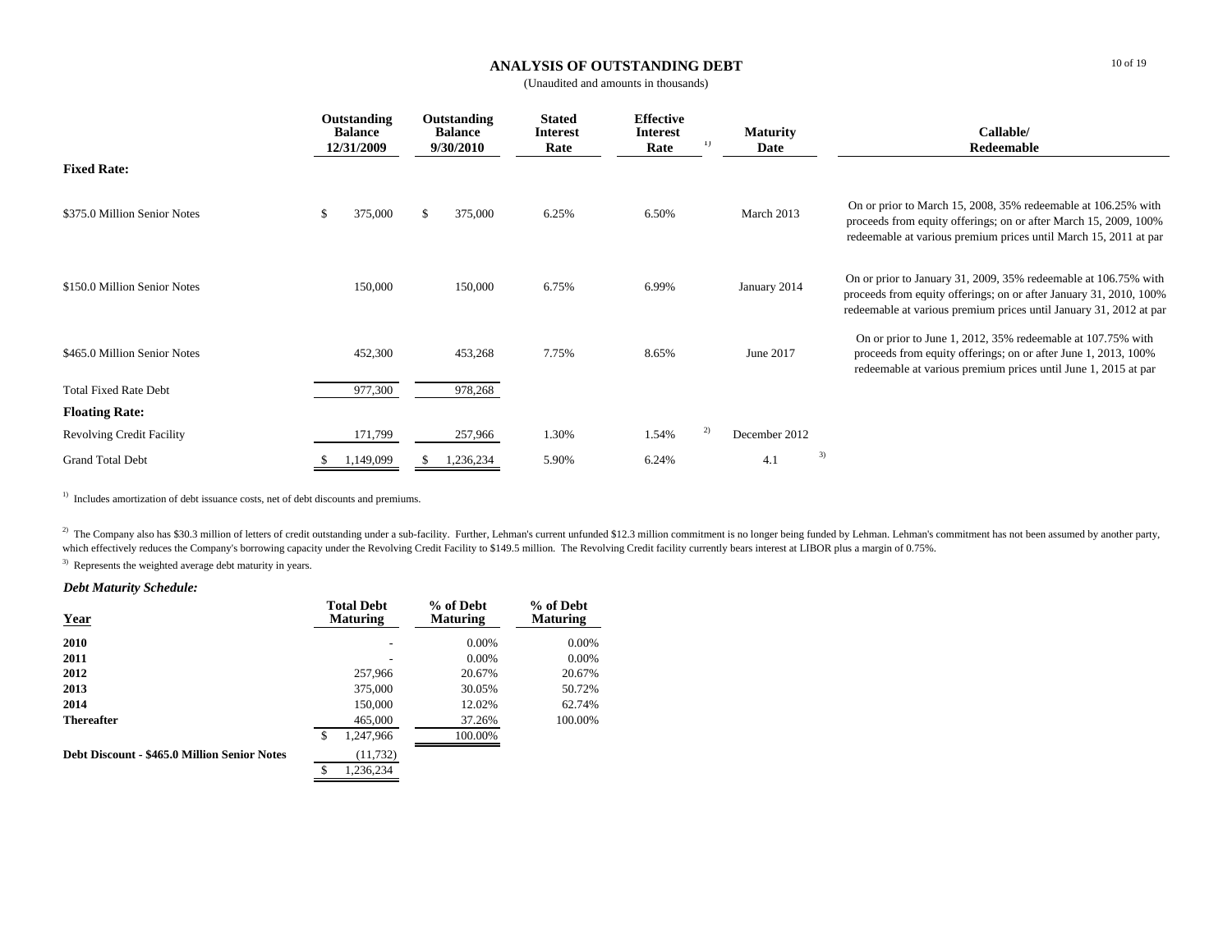# ANALYSIS OF OUTSTANDING DEBT

(Unaudited and amounts in thousands)

| | Outstanding Balance 12/31/2009 | Outstanding Balance 9/30/2010 | Stated Interest Rate | Effective Interest Rate [1] | Maturity Date | Callable/ Redeemable |
|---|---|---|---|---|---|---|
| **Fixed Rate:** | | | | | | |
| $375.0 Million Senior Notes | $ 375,000 | $ 375,000 | 6.25% | 6.50% | March 2013 | On or prior to March 15, 2008, 35% redeemable at 106.25% with proceeds from equity offerings; on or after March 15, 2009, 100% redeemable at various premium prices until March 15, 2011 at par |
| $150.0 Million Senior Notes | 150,000 | 150,000 | 6.75% | 6.99% | January 2014 | On or prior to January 31, 2009, 35% redeemable at 106.75% with proceeds from equity offerings; on or after January 31, 2010, 100% redeemable at various premium prices until January 31, 2012 at par |
| $465.0 Million Senior Notes | 452,300 | 453,268 | 7.75% | 8.65% | June 2017 | On or prior to June 1, 2012, 35% redeemable at 107.75% with proceeds from equity offerings; on or after June 1, 2013, 100% redeemable at various premium prices until June 1, 2015 at par |
| Total Fixed Rate Debt | 977,300 | 978,268 | | | | |
| **Floating Rate:** | | | | | | |
| Revolving Credit Facility | 171,799 | 257,966 | 1.30% | 1.54% [2] | December 2012 | |
| Grand Total Debt | $ 1,149,099 | $ 1,236,234 | 5.90% | 6.24% | 4.1 [3] | |

[1] Includes amortization of debt issuance costs, net of debt discounts and premiums.

[2] The Company also has $30.3 million of letters of credit outstanding under a sub-facility. Further, Lehman's current unfunded $12.3 million commitment is no longer being funded by Lehman. Lehman's commitment has not been assumed by another party, which effectively reduces the Company's borrowing capacity under the Revolving Credit Facility to $149.5 million. The Revolving Credit facility currently bears interest at LIBOR plus a margin of 0.75%.

[3] Represents the weighted average debt maturity in years.

***Debt Maturity Schedule:***

| Year | Total Debt Maturing | % of Debt Maturing | % of Debt Maturing |
|---|---|---|---|
| **2010** | - | 0.00% | 0.00% |
| **2011** | - | 0.00% | 0.00% |
| **2012** | 257,966 | 20.67% | 20.67% |
| **2013** | 375,000 | 30.05% | 50.72% |
| **2014** | 150,000 | 12.02% | 62.74% |
| **Thereafter** | 465,000 | 37.26% | 100.00% |
| | $ 1,247,966 | 100.00% | |
| **Debt Discount - $465.0 Million Senior Notes** | (11,732) | | |
| | $ 1,236,234 | | |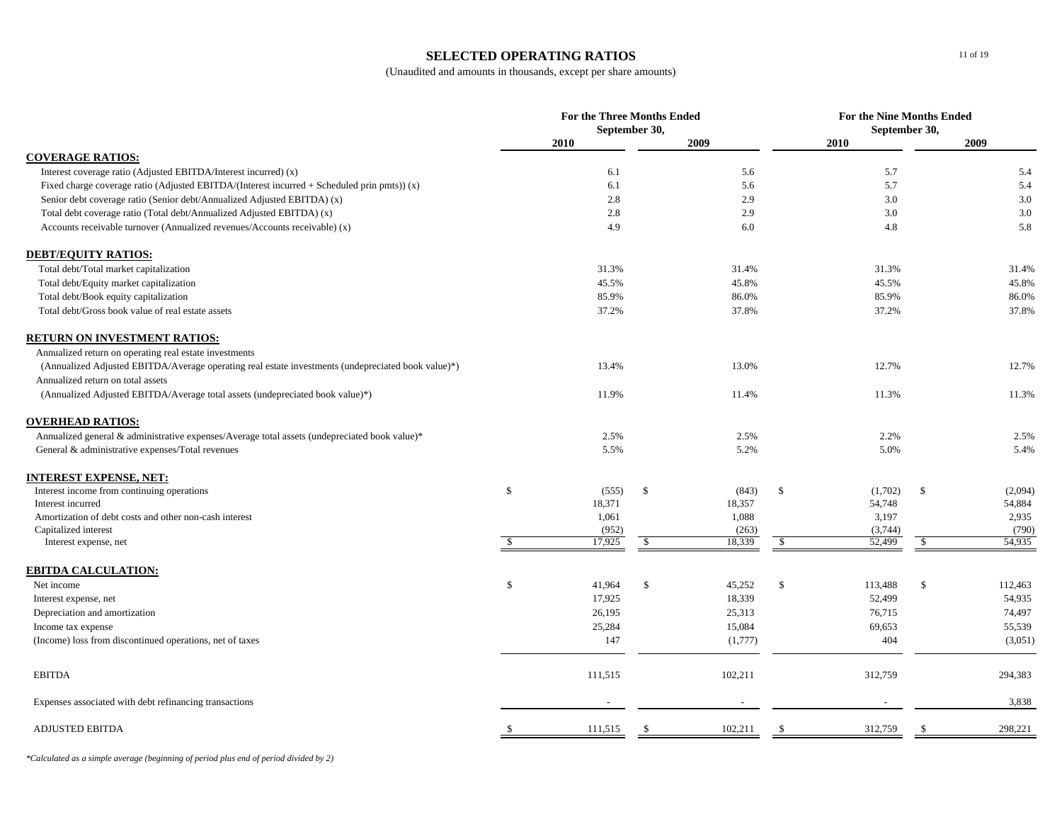# SELECTED OPERATING RATIOS

(Unaudited and amounts in thousands, except per share amounts)

| | For the Three Months Ended September 30, | | For the Nine Months Ended September 30, | |
|---|---|---|---|---|
| | 2010 | 2009 | 2010 | 2009 |
| **COVERAGE RATIOS:** | | | | |
| Interest coverage ratio (Adjusted EBITDA/Interest incurred) (x) | 6.1 | 5.6 | 5.7 | 5.4 |
| Fixed charge coverage ratio (Adjusted EBITDA/(Interest incurred + Scheduled prin pmts)) (x) | 6.1 | 5.6 | 5.7 | 5.4 |
| Senior debt coverage ratio (Senior debt/Annualized Adjusted EBITDA) (x) | 2.8 | 2.9 | 3.0 | 3.0 |
| Total debt coverage ratio (Total debt/Annualized Adjusted EBITDA) (x) | 2.8 | 2.9 | 3.0 | 3.0 |
| Accounts receivable turnover (Annualized revenues/Accounts receivable) (x) | 4.9 | 6.0 | 4.8 | 5.8 |
| **DEBT/EQUITY RATIOS:** | | | | |
| Total debt/Total market capitalization | 31.3% | 31.4% | 31.3% | 31.4% |
| Total debt/Equity market capitalization | 45.5% | 45.8% | 45.5% | 45.8% |
| Total debt/Book equity capitalization | 85.9% | 86.0% | 85.9% | 86.0% |
| Total debt/Gross book value of real estate assets | 37.2% | 37.8% | 37.2% | 37.8% |
| **RETURN ON INVESTMENT RATIOS:** | | | | |
| Annualized return on operating real estate investments (Annualized Adjusted EBITDA/Average operating real estate investments (undepreciated book value)*) | 13.4% | 13.0% | 12.7% | 12.7% |
| Annualized return on total assets (Annualized Adjusted EBITDA/Average total assets (undepreciated book value)*) | 11.9% | 11.4% | 11.3% | 11.3% |
| **OVERHEAD RATIOS:** | | | | |
| Annualized general & administrative expenses/Average total assets (undepreciated book value)* | 2.5% | 2.5% | 2.2% | 2.5% |
| General & administrative expenses/Total revenues | 5.5% | 5.2% | 5.0% | 5.4% |
| **INTEREST EXPENSE, NET:** | | | | |
| Interest income from continuing operations | $ (555) | $ (843) | $ (1,702) | $ (2,094) |
| Interest incurred | 18,371 | 18,357 | 54,748 | 54,884 |
| Amortization of debt costs and other non-cash interest | 1,061 | 1,088 | 3,197 | 2,935 |
| Capitalized interest | (952) | (263) | (3,744) | (790) |
| Interest expense, net | $ 17,925 | $ 18,339 | $ 52,499 | $ 54,935 |
| **EBITDA CALCULATION:** | | | | |
| Net income | $ 41,964 | $ 45,252 | $ 113,488 | $ 112,463 |
| Interest expense, net | 17,925 | 18,339 | 52,499 | 54,935 |
| Depreciation and amortization | 26,195 | 25,313 | 76,715 | 74,497 |
| Income tax expense | 25,284 | 15,084 | 69,653 | 55,539 |
| (Income) loss from discontinued operations, net of taxes | 147 | (1,777) | 404 | (3,051) |
| EBITDA | 111,515 | 102,211 | 312,759 | 294,383 |
| Expenses associated with debt refinancing transactions | - | - | - | 3,838 |
| ADJUSTED EBITDA | $ 111,515 | $ 102,211 | $ 312,759 | $ 298,221 |

*Calculated as a simple average (beginning of period plus end of period divided by 2)*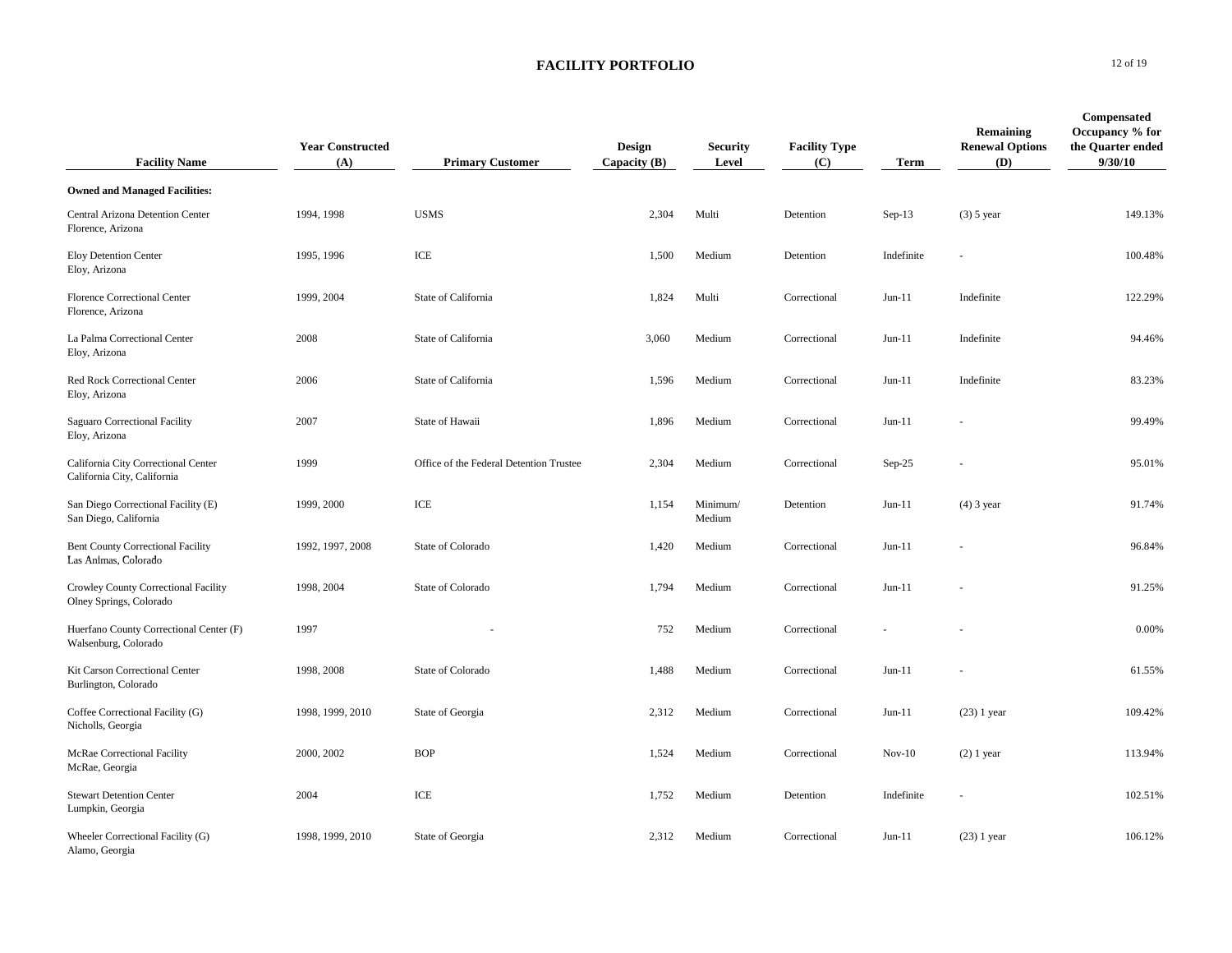# FACILITY PORTFOLIO

| Facility Name | Year Constructed (A) | Primary Customer | Design Capacity (B) | Security Level | Facility Type (C) | Term | Remaining Renewal Options (D) | Compensated Occupancy % for the Quarter ended 9/30/10 |
|---|---|---|---|---|---|---|---|---|
| **Owned and Managed Facilities:** | | | | | | | | |
| Central Arizona Detention Center<br>Florence, Arizona | 1994, 1998 | USMS | 2,304 | Multi | Detention | Sep-13 | (3) 5 year | 149.13% |
| Eloy Detention Center<br>Eloy, Arizona | 1995, 1996 | ICE | 1,500 | Medium | Detention | Indefinite | - | 100.48% |
| Florence Correctional Center<br>Florence, Arizona | 1999, 2004 | State of California | 1,824 | Multi | Correctional | Jun-11 | Indefinite | 122.29% |
| La Palma Correctional Center<br>Eloy, Arizona | 2008 | State of California | 3,060 | Medium | Correctional | Jun-11 | Indefinite | 94.46% |
| Red Rock Correctional Center<br>Eloy, Arizona | 2006 | State of California | 1,596 | Medium | Correctional | Jun-11 | Indefinite | 83.23% |
| Saguaro Correctional Facility<br>Eloy, Arizona | 2007 | State of Hawaii | 1,896 | Medium | Correctional | Jun-11 | - | 99.49% |
| California City Correctional Center<br>California City, California | 1999 | Office of the Federal Detention Trustee | 2,304 | Medium | Correctional | Sep-25 | - | 95.01% |
| San Diego Correctional Facility (E)<br>San Diego, California | 1999, 2000 | ICE | 1,154 | Minimum/ Medium | Detention | Jun-11 | (4) 3 year | 91.74% |
| Bent County Correctional Facility<br>Las Animas, Colorado | 1992, 1997, 2008 | State of Colorado | 1,420 | Medium | Correctional | Jun-11 | - | 96.84% |
| Crowley County Correctional Facility<br>Olney Springs, Colorado | 1998, 2004 | State of Colorado | 1,794 | Medium | Correctional | Jun-11 | - | 91.25% |
| Huerfano County Correctional Center (F)<br>Walsenburg, Colorado | 1997 | - | 752 | Medium | Correctional | - | - | 0.00% |
| Kit Carson Correctional Center<br>Burlington, Colorado | 1998, 2008 | State of Colorado | 1,488 | Medium | Correctional | Jun-11 | - | 61.55% |
| Coffee Correctional Facility (G)<br>Nicholls, Georgia | 1998, 1999, 2010 | State of Georgia | 2,312 | Medium | Correctional | Jun-11 | (23) 1 year | 109.42% |
| McRae Correctional Facility<br>McRae, Georgia | 2000, 2002 | BOP | 1,524 | Medium | Correctional | Nov-10 | (2) 1 year | 113.94% |
| Stewart Detention Center<br>Lumpkin, Georgia | 2004 | ICE | 1,752 | Medium | Detention | Indefinite | - | 102.51% |
| Wheeler Correctional Facility (G)<br>Alamo, Georgia | 1998, 1999, 2010 | State of Georgia | 2,312 | Medium | Correctional | Jun-11 | (23) 1 year | 106.12% |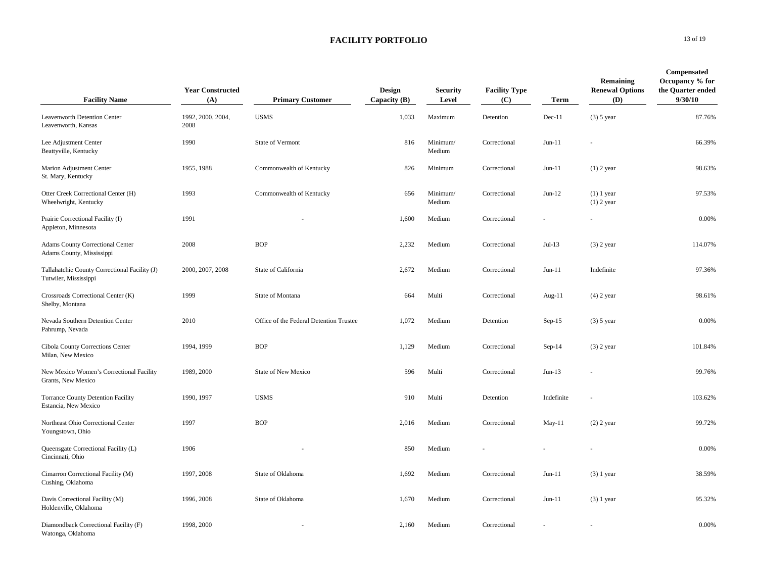## FACILITY PORTFOLIO

| Facility Name | Year Constructed (A) | Primary Customer | Design Capacity (B) | Security Level | Facility Type (C) | Term | Remaining Renewal Options (D) | Compensated Occupancy % for the Quarter ended 9/30/10 |
|---|---|---|---|---|---|---|---|---|
| Leavenworth Detention Center<br>Leavenworth, Kansas | 1992, 2000, 2004, 2008 | USMS | 1,033 | Maximum | Detention | Dec-11 | (3) 5 year | 87.76% |
| Lee Adjustment Center<br>Beattyville, Kentucky | 1990 | State of Vermont | 816 | Minimum/ Medium | Correctional | Jun-11 | - | 66.39% |
| Marion Adjustment Center<br>St. Mary, Kentucky | 1955, 1988 | Commonwealth of Kentucky | 826 | Minimum | Correctional | Jun-11 | (1) 2 year | 98.63% |
| Otter Creek Correctional Center (H)<br>Wheelwright, Kentucky | 1993 | Commonwealth of Kentucky | 656 | Minimum/ Medium | Correctional | Jun-12 | (1) 1 year<br>(1) 2 year | 97.53% |
| Prairie Correctional Facility (I)<br>Appleton, Minnesota | 1991 | - | 1,600 | Medium | Correctional | - | - | 0.00% |
| Adams County Correctional Center<br>Adams County, Mississippi | 2008 | BOP | 2,232 | Medium | Correctional | Jul-13 | (3) 2 year | 114.07% |
| Tallahatchie County Correctional Facility (J)<br>Tutwiler, Mississippi | 2000, 2007, 2008 | State of California | 2,672 | Medium | Correctional | Jun-11 | Indefinite | 97.36% |
| Crossroads Correctional Center (K)<br>Shelby, Montana | 1999 | State of Montana | 664 | Multi | Correctional | Aug-11 | (4) 2 year | 98.61% |
| Nevada Southern Detention Center<br>Pahrump, Nevada | 2010 | Office of the Federal Detention Trustee | 1,072 | Medium | Detention | Sep-15 | (3) 5 year | 0.00% |
| Cibola County Corrections Center<br>Milan, New Mexico | 1994, 1999 | BOP | 1,129 | Medium | Correctional | Sep-14 | (3) 2 year | 101.84% |
| New Mexico Women's Correctional Facility<br>Grants, New Mexico | 1989, 2000 | State of New Mexico | 596 | Multi | Correctional | Jun-13 | - | 99.76% |
| Torrance County Detention Facility<br>Estancia, New Mexico | 1990, 1997 | USMS | 910 | Multi | Detention | Indefinite | - | 103.62% |
| Northeast Ohio Correctional Center<br>Youngstown, Ohio | 1997 | BOP | 2,016 | Medium | Correctional | May-11 | (2) 2 year | 99.72% |
| Queensgate Correctional Facility (L)<br>Cincinnati, Ohio | 1906 | - | 850 | Medium | - | - | - | 0.00% |
| Cimarron Correctional Facility (M)<br>Cushing, Oklahoma | 1997, 2008 | State of Oklahoma | 1,692 | Medium | Correctional | Jun-11 | (3) 1 year | 38.59% |
| Davis Correctional Facility (M)<br>Holdenville, Oklahoma | 1996, 2008 | State of Oklahoma | 1,670 | Medium | Correctional | Jun-11 | (3) 1 year | 95.32% |
| Diamondback Correctional Facility (F)<br>Watonga, Oklahoma | 1998, 2000 | - | 2,160 | Medium | Correctional | - | - | 0.00% |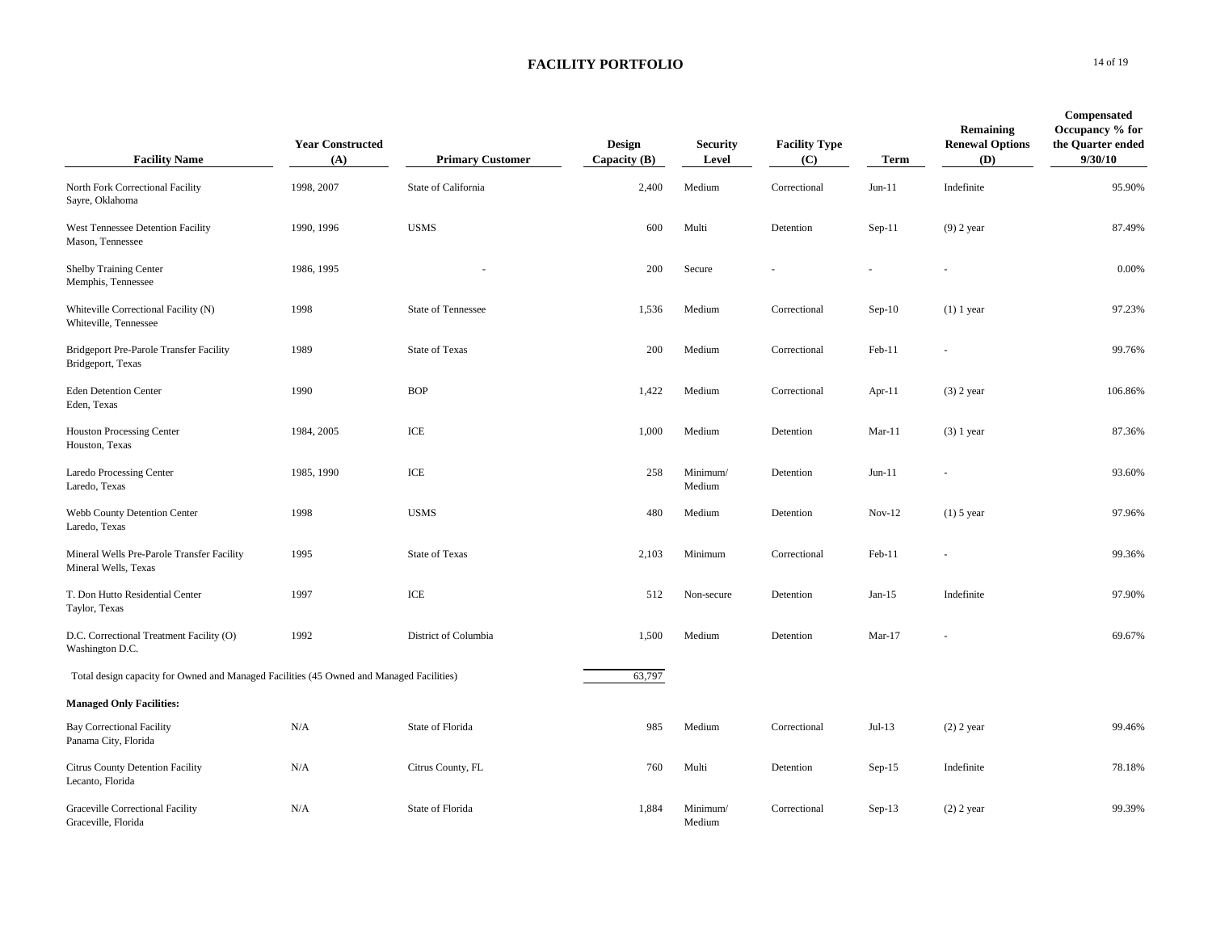# FACILITY PORTFOLIO

| Facility Name | Year Constructed (A) | Primary Customer | Design Capacity (B) | Security Level | Facility Type (C) | Term | Remaining Renewal Options (D) | Compensated Occupancy % for the Quarter ended 9/30/10 |
|---|---|---|---|---|---|---|---|---|
| North Fork Correctional Facility Sayre, Oklahoma | 1998, 2007 | State of California | 2,400 | Medium | Correctional | Jun-11 | Indefinite | 95.90% |
| West Tennessee Detention Facility Mason, Tennessee | 1990, 1996 | USMS | 600 | Multi | Detention | Sep-11 | (9) 2 year | 87.49% |
| Shelby Training Center Memphis, Tennessee | 1986, 1995 | - | 200 | Secure | - | - | - | 0.00% |
| Whiteville Correctional Facility (N) Whiteville, Tennessee | 1998 | State of Tennessee | 1,536 | Medium | Correctional | Sep-10 | (1) 1 year | 97.23% |
| Bridgeport Pre-Parole Transfer Facility Bridgeport, Texas | 1989 | State of Texas | 200 | Medium | Correctional | Feb-11 | - | 99.76% |
| Eden Detention Center Eden, Texas | 1990 | BOP | 1,422 | Medium | Correctional | Apr-11 | (3) 2 year | 106.86% |
| Houston Processing Center Houston, Texas | 1984, 2005 | ICE | 1,000 | Medium | Detention | Mar-11 | (3) 1 year | 87.36% |
| Laredo Processing Center Laredo, Texas | 1985, 1990 | ICE | 258 | Minimum/ Medium | Detention | Jun-11 | - | 93.60% |
| Webb County Detention Center Laredo, Texas | 1998 | USMS | 480 | Medium | Detention | Nov-12 | (1) 5 year | 97.96% |
| Mineral Wells Pre-Parole Transfer Facility Mineral Wells, Texas | 1995 | State of Texas | 2,103 | Minimum | Correctional | Feb-11 | - | 99.36% |
| T. Don Hutto Residential Center Taylor, Texas | 1997 | ICE | 512 | Non-secure | Detention | Jan-15 | Indefinite | 97.90% |
| D.C. Correctional Treatment Facility (O) Washington D.C. | 1992 | District of Columbia | 1,500 | Medium | Detention | Mar-17 | - | 69.67% |
| Total design capacity for Owned and Managed Facilities (45 Owned and Managed Facilities) | | | 63,797 | | | | | |
| **Managed Only Facilities:** | | | | | | | | |
| Bay Correctional Facility Panama City, Florida | N/A | State of Florida | 985 | Medium | Correctional | Jul-13 | (2) 2 year | 99.46% |
| Citrus County Detention Facility Lecanto, Florida | N/A | Citrus County, FL | 760 | Multi | Detention | Sep-15 | Indefinite | 78.18% |
| Graceville Correctional Facility Graceville, Florida | N/A | State of Florida | 1,884 | Minimum/ Medium | Correctional | Sep-13 | (2) 2 year | 99.39% |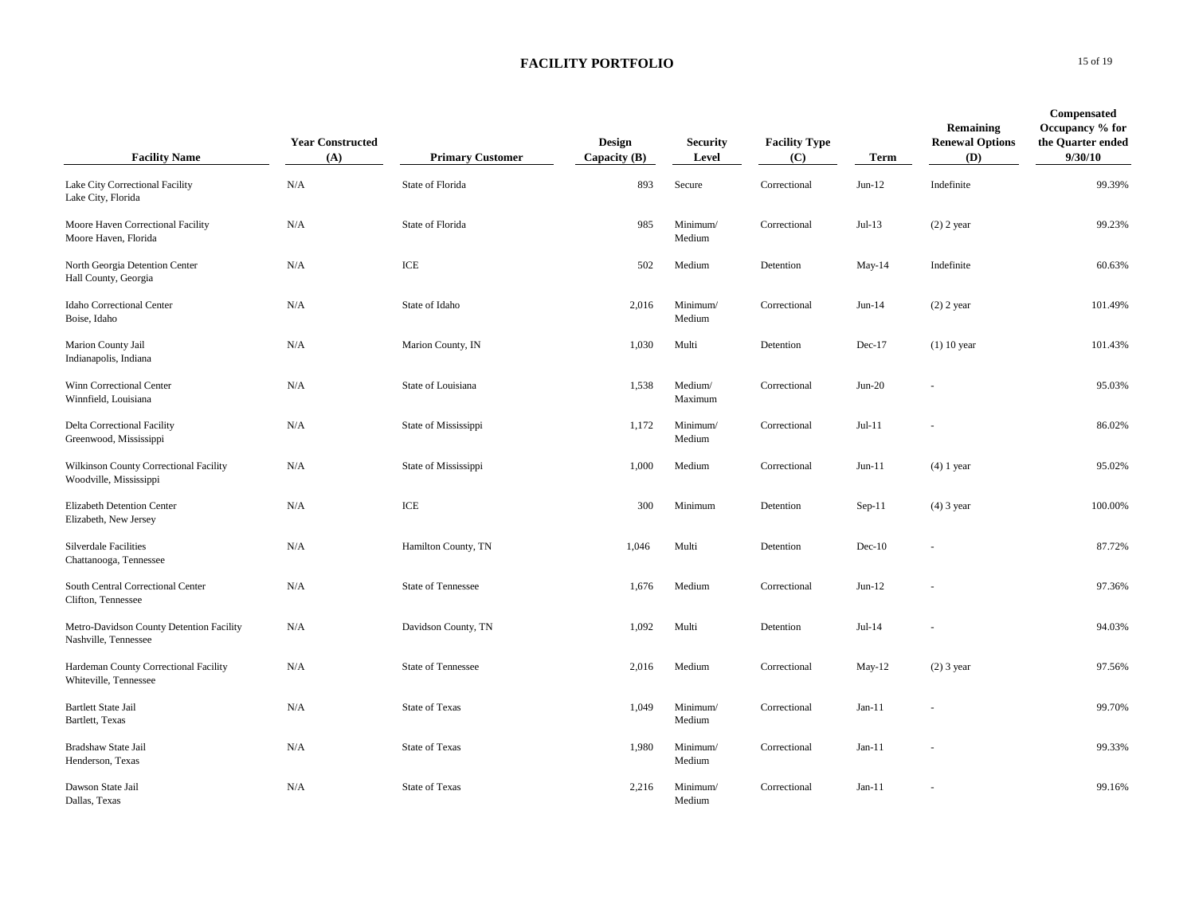# FACILITY PORTFOLIO

| Facility Name | Year Constructed (A) | Primary Customer | Design Capacity (B) | Security Level | Facility Type (C) | Term | Remaining Renewal Options (D) | Compensated Occupancy % for the Quarter ended 9/30/10 |
|---|---|---|---|---|---|---|---|---|
| Lake City Correctional Facility<br>Lake City, Florida | N/A | State of Florida | 893 | Secure | Correctional | Jun-12 | Indefinite | 99.39% |
| Moore Haven Correctional Facility<br>Moore Haven, Florida | N/A | State of Florida | 985 | Minimum/ Medium | Correctional | Jul-13 | (2) 2 year | 99.23% |
| North Georgia Detention Center<br>Hall County, Georgia | N/A | ICE | 502 | Medium | Detention | May-14 | Indefinite | 60.63% |
| Idaho Correctional Center<br>Boise, Idaho | N/A | State of Idaho | 2,016 | Minimum/ Medium | Correctional | Jun-14 | (2) 2 year | 101.49% |
| Marion County Jail<br>Indianapolis, Indiana | N/A | Marion County, IN | 1,030 | Multi | Detention | Dec-17 | (1) 10 year | 101.43% |
| Winn Correctional Center<br>Winnfield, Louisiana | N/A | State of Louisiana | 1,538 | Medium/ Maximum | Correctional | Jun-20 | - | 95.03% |
| Delta Correctional Facility<br>Greenwood, Mississippi | N/A | State of Mississippi | 1,172 | Minimum/ Medium | Correctional | Jul-11 | - | 86.02% |
| Wilkinson County Correctional Facility<br>Woodville, Mississippi | N/A | State of Mississippi | 1,000 | Medium | Correctional | Jun-11 | (4) 1 year | 95.02% |
| Elizabeth Detention Center<br>Elizabeth, New Jersey | N/A | ICE | 300 | Minimum | Detention | Sep-11 | (4) 3 year | 100.00% |
| Silverdale Facilities<br>Chattanooga, Tennessee | N/A | Hamilton County, TN | 1,046 | Multi | Detention | Dec-10 | - | 87.72% |
| South Central Correctional Center<br>Clifton, Tennessee | N/A | State of Tennessee | 1,676 | Medium | Correctional | Jun-12 | - | 97.36% |
| Metro-Davidson County Detention Facility<br>Nashville, Tennessee | N/A | Davidson County, TN | 1,092 | Multi | Detention | Jul-14 | - | 94.03% |
| Hardeman County Correctional Facility<br>Whiteville, Tennessee | N/A | State of Tennessee | 2,016 | Medium | Correctional | May-12 | (2) 3 year | 97.56% |
| Bartlett State Jail<br>Bartlett, Texas | N/A | State of Texas | 1,049 | Minimum/ Medium | Correctional | Jan-11 | - | 99.70% |
| Bradshaw State Jail<br>Henderson, Texas | N/A | State of Texas | 1,980 | Minimum/ Medium | Correctional | Jan-11 | - | 99.33% |
| Dawson State Jail<br>Dallas, Texas | N/A | State of Texas | 2,216 | Minimum/ Medium | Correctional | Jan-11 | - | 99.16% |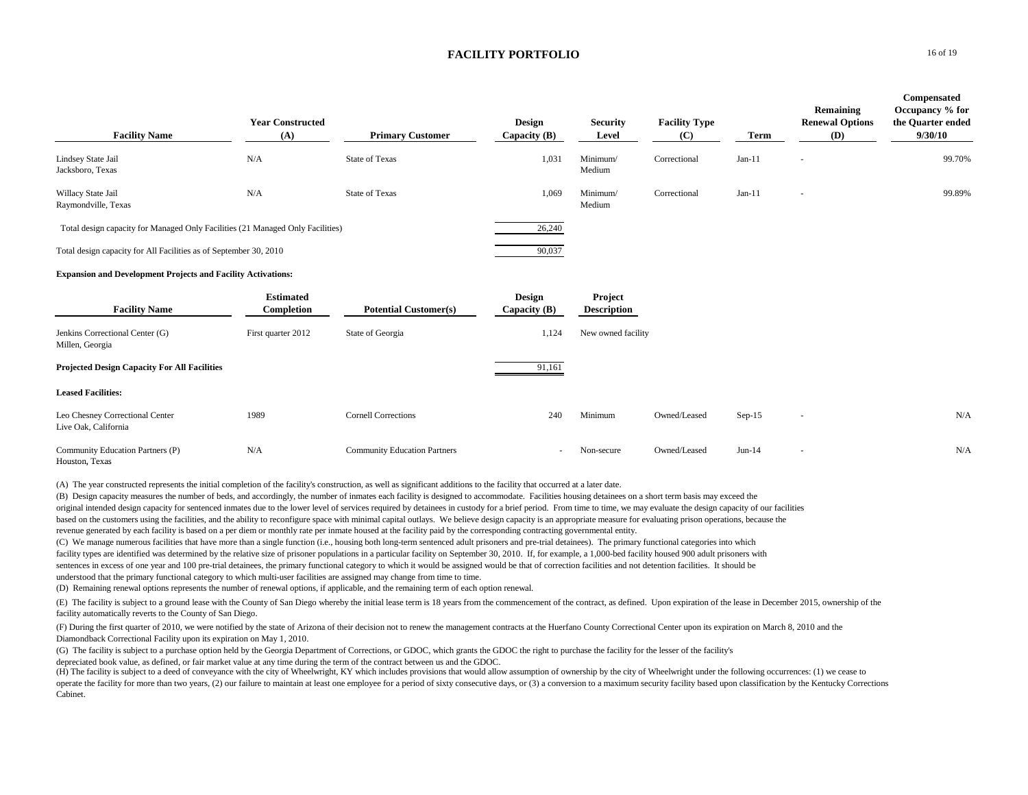## FACILITY PORTFOLIO

| Facility Name | Year Constructed (A) | Primary Customer | Design Capacity (B) | Security Level | Facility Type (C) | Term | Remaining Renewal Options (D) | Compensated Occupancy % for the Quarter ended 9/30/10 |
|---|---|---|---|---|---|---|---|---|
| Lindsey State Jail<br>Jacksboro, Texas | N/A | State of Texas | 1,031 | Minimum/ Medium | Correctional | Jan-11 | - | 99.70% |
| Willacy State Jail<br>Raymondville, Texas | N/A | State of Texas | 1,069 | Minimum/ Medium | Correctional | Jan-11 | - | 99.89% |
| Total design capacity for Managed Only Facilities (21 Managed Only Facilities) | | | 26,240 | | | | | |
| Total design capacity for All Facilities as of September 30, 2010 | | | 90,037 | | | | | |

**Expansion and Development Projects and Facility Activations:**

| Facility Name | Estimated Completion | Potential Customer(s) | Design Capacity (B) | Project Description |
|---|---|---|---|---|
| Jenkins Correctional Center (G)<br>Millen, Georgia | First quarter 2012 | State of Georgia | 1,124 | New owned facility |
| **Projected Design Capacity For All Facilities** | | | 91,161 | |

**Leased Facilities:**

| Facility Name | Year Constructed (A) | Primary Customer | Design Capacity (B) | Security Level | Facility Type (C) | Term | Remaining Renewal Options (D) | Compensated Occupancy % for the Quarter ended 9/30/10 |
|---|---|---|---|---|---|---|---|---|
| Leo Chesney Correctional Center<br>Live Oak, California | 1989 | Cornell Corrections | 240 | Minimum | Owned/Leased | Sep-15 | - | N/A |
| Community Education Partners (P)<br>Houston, Texas | N/A | Community Education Partners | - | Non-secure | Owned/Leased | Jun-14 | - | N/A |

(A) The year constructed represents the initial completion of the facility's construction, as well as significant additions to the facility that occurred at a later date.

(B) Design capacity measures the number of beds, and accordingly, the number of inmates each facility is designed to accommodate. Facilities housing detainees on a short term basis may exceed the original intended design capacity for sentenced inmates due to the lower level of services required by detainees in custody for a brief period. From time to time, we may evaluate the design capacity of our facilities based on the customers using the facilities, and the ability to reconfigure space with minimal capital outlays. We believe design capacity is an appropriate measure for evaluating prison operations, because the revenue generated by each facility is based on a per diem or monthly rate per inmate housed at the facility paid by the corresponding contracting governmental entity.

(C) We manage numerous facilities that have more than a single function (i.e., housing both long-term sentenced adult prisoners and pre-trial detainees). The primary functional categories into which facility types are identified was determined by the relative size of prisoner populations in a particular facility on September 30, 2010. If, for example, a 1,000-bed facility housed 900 adult prisoners with sentences in excess of one year and 100 pre-trial detainees, the primary functional category to which it would be assigned would be that of correction facilities and not detention facilities. It should be understood that the primary functional category to which multi-user facilities are assigned may change from time to time.

(D) Remaining renewal options represents the number of renewal options, if applicable, and the remaining term of each option renewal.

(E) The facility is subject to a ground lease with the County of San Diego whereby the initial lease term is 18 years from the commencement of the contract, as defined. Upon expiration of the lease in December 2015, ownership of the facility automatically reverts to the County of San Diego.

(F) During the first quarter of 2010, we were notified by the state of Arizona of their decision not to renew the management contracts at the Huerfano County Correctional Center upon its expiration on March 8, 2010 and the Diamondback Correctional Facility upon its expiration on May 1, 2010.

(G) The facility is subject to a purchase option held by the Georgia Department of Corrections, or GDOC, which grants the GDOC the right to purchase the facility for the lesser of the facility's depreciated book value, as defined, or fair market value at any time during the term of the contract between us and the GDOC.

(H) The facility is subject to a deed of conveyance with the city of Wheelwright, KY which includes provisions that would allow assumption of ownership by the city of Wheelwright under the following occurrences: (1) we cease to operate the facility for more than two years, (2) our failure to maintain at least one employee for a period of sixty consecutive days, or (3) a conversion to a maximum security facility based upon classification by the Kentucky Corrections Cabinet.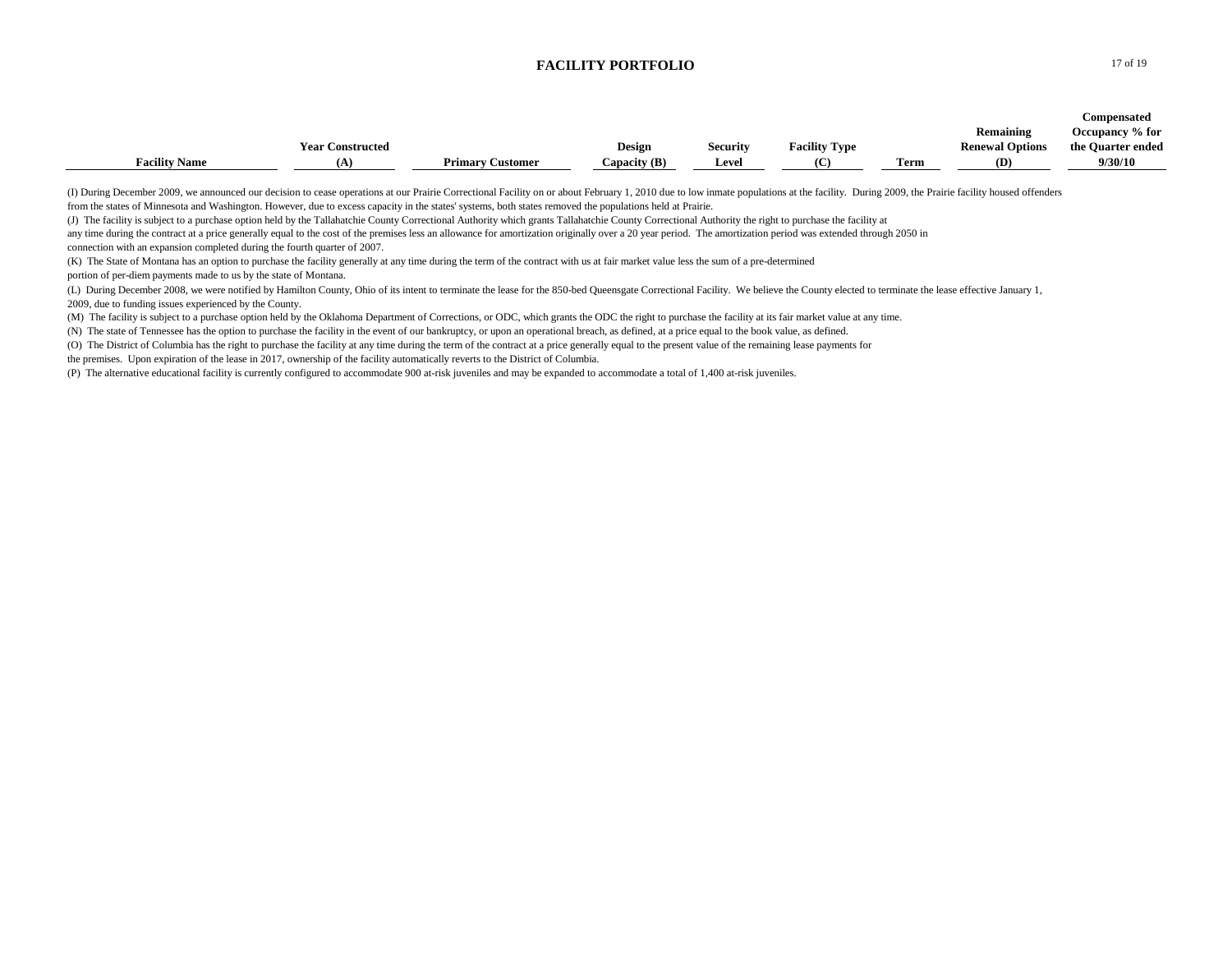# FACILITY PORTFOLIO

| Facility Name | Year Constructed (A) | Primary Customer | Design Capacity (B) | Security Level | Facility Type (C) | Term | Remaining Renewal Options (D) | Compensated Occupancy % for the Quarter ended 9/30/10 |
|---|---|---|---|---|---|---|---|---|

(I) During December 2009, we announced our decision to cease operations at our Prairie Correctional Facility on or about February 1, 2010 due to low inmate populations at the facility. During 2009, the Prairie facility housed offenders from the states of Minnesota and Washington. However, due to excess capacity in the states' systems, both states removed the populations held at Prairie.

(J) The facility is subject to a purchase option held by the Tallahatchie County Correctional Authority which grants Tallahatchie County Correctional Authority the right to purchase the facility at any time during the contract at a price generally equal to the cost of the premises less an allowance for amortization originally over a 20 year period. The amortization period was extended through 2050 in connection with an expansion completed during the fourth quarter of 2007.

(K) The State of Montana has an option to purchase the facility generally at any time during the term of the contract with us at fair market value less the sum of a pre-determined portion of per-diem payments made to us by the state of Montana.

(L) During December 2008, we were notified by Hamilton County, Ohio of its intent to terminate the lease for the 850-bed Queensgate Correctional Facility. We believe the County elected to terminate the lease effective January 1, 2009, due to funding issues experienced by the County.

(M) The facility is subject to a purchase option held by the Oklahoma Department of Corrections, or ODC, which grants the ODC the right to purchase the facility at its fair market value at any time.

(N) The state of Tennessee has the option to purchase the facility in the event of our bankruptcy, or upon an operational breach, as defined, at a price equal to the book value, as defined.

(O) The District of Columbia has the right to purchase the facility at any time during the term of the contract at a price generally equal to the present value of the remaining lease payments for the premises. Upon expiration of the lease in 2017, ownership of the facility automatically reverts to the District of Columbia.

(P) The alternative educational facility is currently configured to accommodate 900 at-risk juveniles and may be expanded to accommodate a total of 1,400 at-risk juveniles.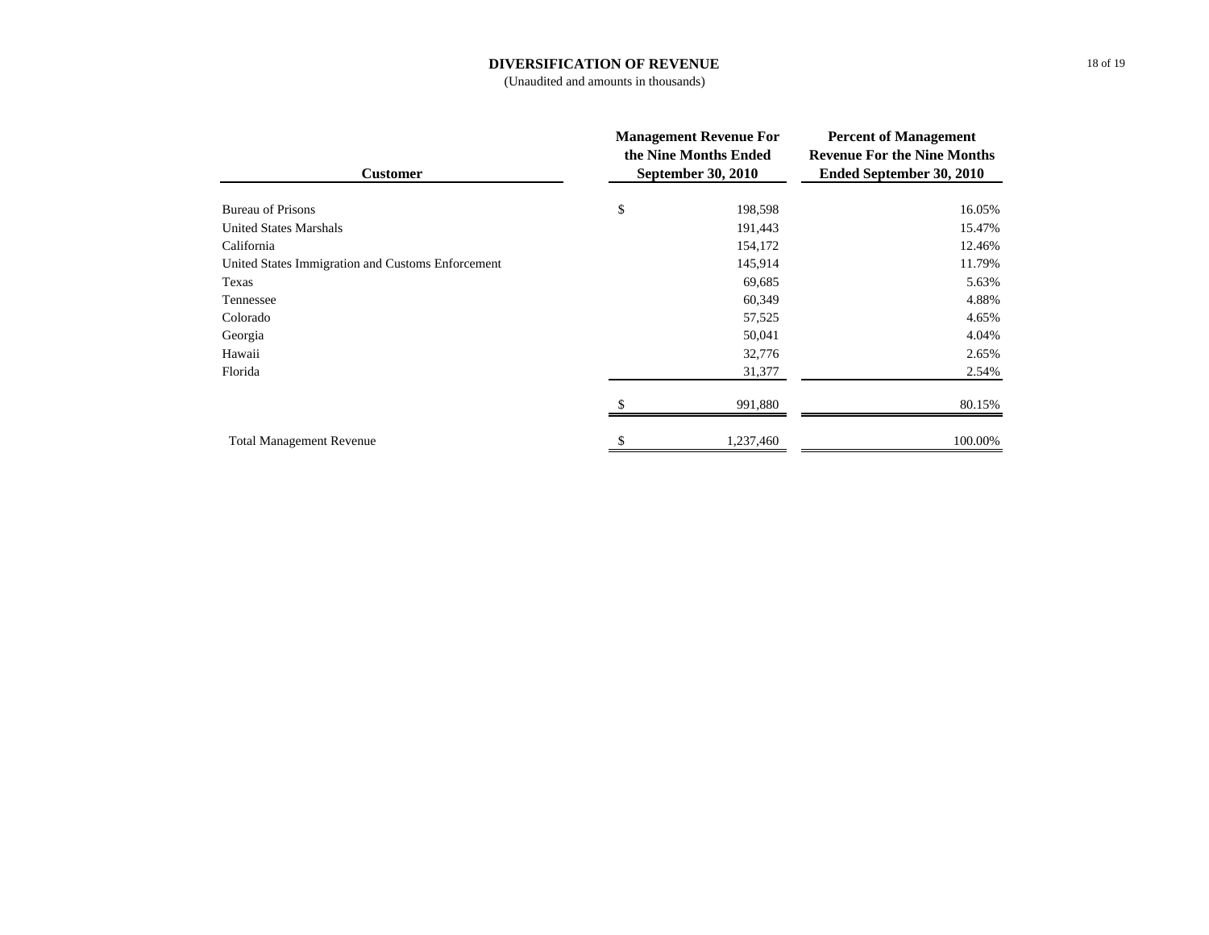# DIVERSIFICATION OF REVENUE

(Unaudited and amounts in thousands)

| Customer | Management Revenue For the Nine Months Ended September 30, 2010 | Percent of Management Revenue For the Nine Months Ended September 30, 2010 |
|---|---|---|
| Bureau of Prisons | $ 198,598 | 16.05% |
| United States Marshals | 191,443 | 15.47% |
| California | 154,172 | 12.46% |
| United States Immigration and Customs Enforcement | 145,914 | 11.79% |
| Texas | 69,685 | 5.63% |
| Tennessee | 60,349 | 4.88% |
| Colorado | 57,525 | 4.65% |
| Georgia | 50,041 | 4.04% |
| Hawaii | 32,776 | 2.65% |
| Florida | 31,377 | 2.54% |
| | $ 991,880 | 80.15% |
| Total Management Revenue | $ 1,237,460 | 100.00% |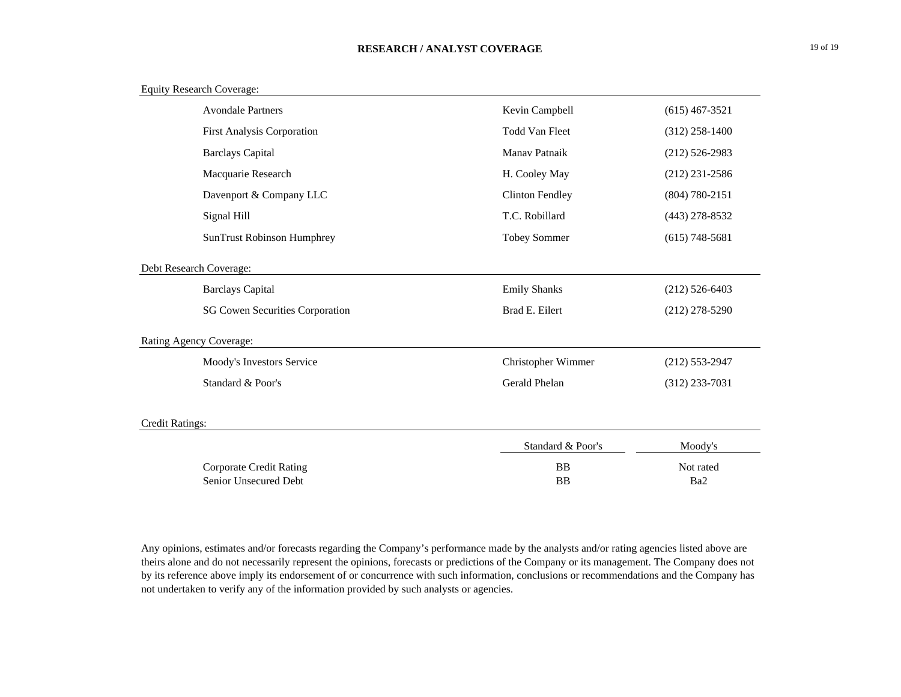## RESEARCH / ANALYST COVERAGE

**Equity Research Coverage:**

| | | |
|---|---|---|
| Avondale Partners | Kevin Campbell | (615) 467-3521 |
| First Analysis Corporation | Todd Van Fleet | (312) 258-1400 |
| Barclays Capital | Manav Patnaik | (212) 526-2983 |
| Macquarie Research | H. Cooley May | (212) 231-2586 |
| Davenport & Company LLC | Clinton Fendley | (804) 780-2151 |
| Signal Hill | T.C. Robillard | (443) 278-8532 |
| SunTrust Robinson Humphrey | Tobey Sommer | (615) 748-5681 |

**Debt Research Coverage:**

| | | |
|---|---|---|
| Barclays Capital | Emily Shanks | (212) 526-6403 |
| SG Cowen Securities Corporation | Brad E. Eilert | (212) 278-5290 |

**Rating Agency Coverage:**

| | | |
|---|---|---|
| Moody's Investors Service | Christopher Wimmer | (212) 553-2947 |
| Standard & Poor's | Gerald Phelan | (312) 233-7031 |

**Credit Ratings:**

| | Standard & Poor's | Moody's |
|---|---|---|
| Corporate Credit Rating | BB | Not rated |
| Senior Unsecured Debt | BB | Ba2 |

Any opinions, estimates and/or forecasts regarding the Company's performance made by the analysts and/or rating agencies listed above are theirs alone and do not necessarily represent the opinions, forecasts or predictions of the Company or its management. The Company does not by its reference above imply its endorsement of or concurrence with such information, conclusions or recommendations and the Company has not undertaken to verify any of the information provided by such analysts or agencies.